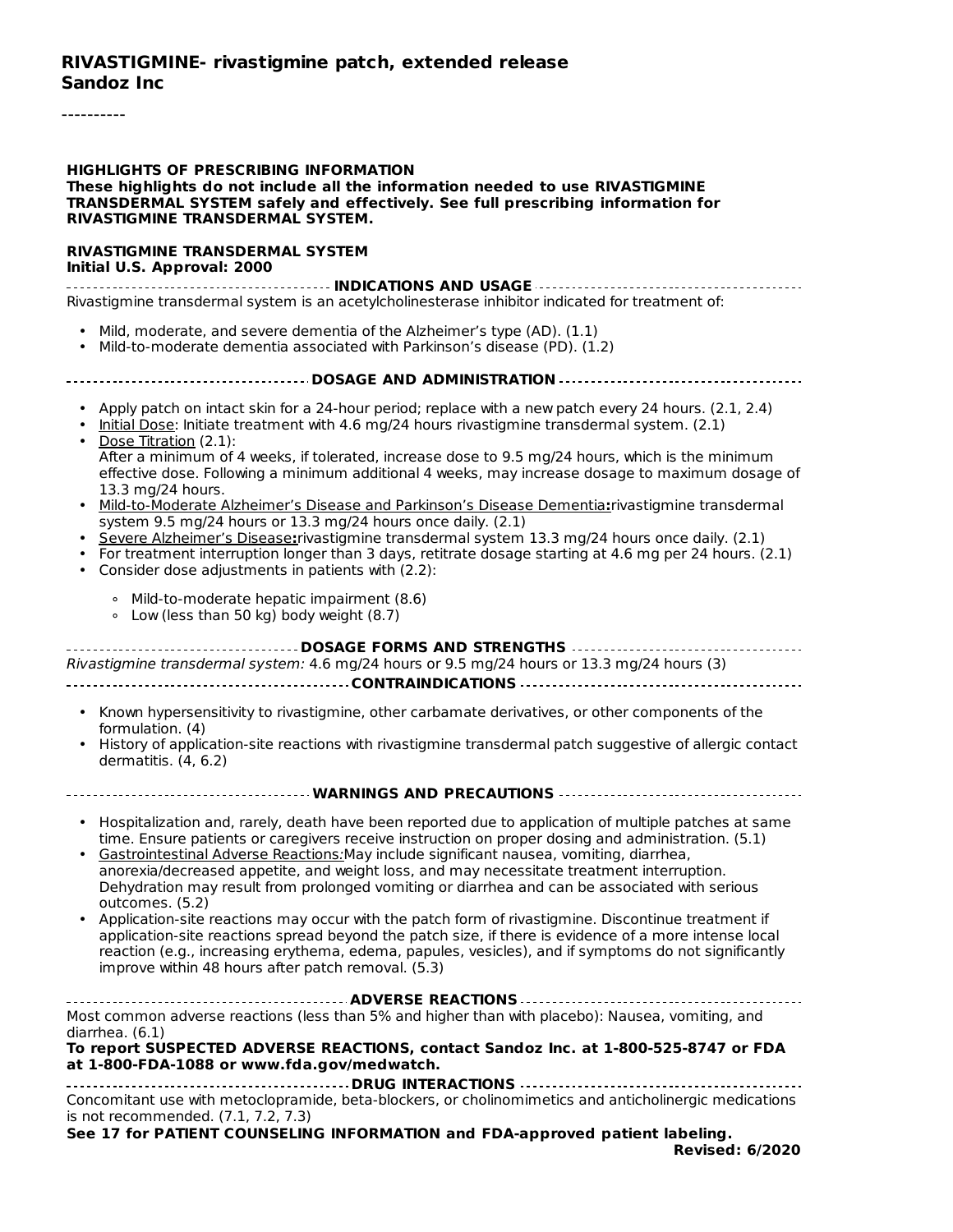**RIVASTIGMINE- rivastigmine patch, extended release**
**Sandoz Inc**

----------

**HIGHLIGHTS OF PRESCRIBING INFORMATION**
**These highlights do not include all the information needed to use RIVASTIGMINE TRANSDERMAL SYSTEM safely and effectively. See full prescribing information for RIVASTIGMINE TRANSDERMAL SYSTEM.**

**RIVASTIGMINE TRANSDERMAL SYSTEM**
**Initial U.S. Approval: 2000**

**INDICATIONS AND USAGE**

Rivastigmine transdermal system is an acetylcholinesterase inhibitor indicated for treatment of:

- Mild, moderate, and severe dementia of the Alzheimer's type (AD). (1.1)
- Mild-to-moderate dementia associated with Parkinson's disease (PD). (1.2)

**DOSAGE AND ADMINISTRATION**

- Apply patch on intact skin for a 24-hour period; replace with a new patch every 24 hours. (2.1, 2.4)
- Initial Dose: Initiate treatment with 4.6 mg/24 hours rivastigmine transdermal system. (2.1)
- Dose Titration (2.1):
  After a minimum of 4 weeks, if tolerated, increase dose to 9.5 mg/24 hours, which is the minimum effective dose. Following a minimum additional 4 weeks, may increase dosage to maximum dosage of 13.3 mg/24 hours.
- Mild-to-Moderate Alzheimer's Disease and Parkinson's Disease Dementia**:**rivastigmine transdermal system 9.5 mg/24 hours or 13.3 mg/24 hours once daily. (2.1)
- Severe Alzheimer's Disease**:**rivastigmine transdermal system 13.3 mg/24 hours once daily. (2.1)
- For treatment interruption longer than 3 days, retitrate dosage starting at 4.6 mg per 24 hours. (2.1)
- Consider dose adjustments in patients with (2.2):
  - Mild-to-moderate hepatic impairment (8.6)
  - Low (less than 50 kg) body weight (8.7)

**DOSAGE FORMS AND STRENGTHS**

*Rivastigmine transdermal system:* 4.6 mg/24 hours or 9.5 mg/24 hours or 13.3 mg/24 hours (3)

**CONTRAINDICATIONS**

- Known hypersensitivity to rivastigmine, other carbamate derivatives, or other components of the formulation. (4)
- History of application-site reactions with rivastigmine transdermal patch suggestive of allergic contact dermatitis. (4, 6.2)

**WARNINGS AND PRECAUTIONS**

- Hospitalization and, rarely, death have been reported due to application of multiple patches at same time. Ensure patients or caregivers receive instruction on proper dosing and administration. (5.1)
- Gastrointestinal Adverse Reactions*:*May include significant nausea, vomiting, diarrhea, anorexia/decreased appetite, and weight loss, and may necessitate treatment interruption. Dehydration may result from prolonged vomiting or diarrhea and can be associated with serious outcomes. (5.2)
- Application-site reactions may occur with the patch form of rivastigmine. Discontinue treatment if application-site reactions spread beyond the patch size, if there is evidence of a more intense local reaction (e.g., increasing erythema, edema, papules, vesicles), and if symptoms do not significantly improve within 48 hours after patch removal. (5.3)

**ADVERSE REACTIONS**

Most common adverse reactions (less than 5% and higher than with placebo): Nausea, vomiting, and diarrhea. (6.1)

**To report SUSPECTED ADVERSE REACTIONS, contact Sandoz Inc. at 1-800-525-8747 or FDA at 1-800-FDA-1088 or www.fda.gov/medwatch.**

**DRUG INTERACTIONS**

Concomitant use with metoclopramide, beta-blockers, or cholinomimetics and anticholinergic medications is not recommended. (7.1, 7.2, 7.3)

**See 17 for PATIENT COUNSELING INFORMATION and FDA-approved patient labeling.**

**Revised: 6/2020**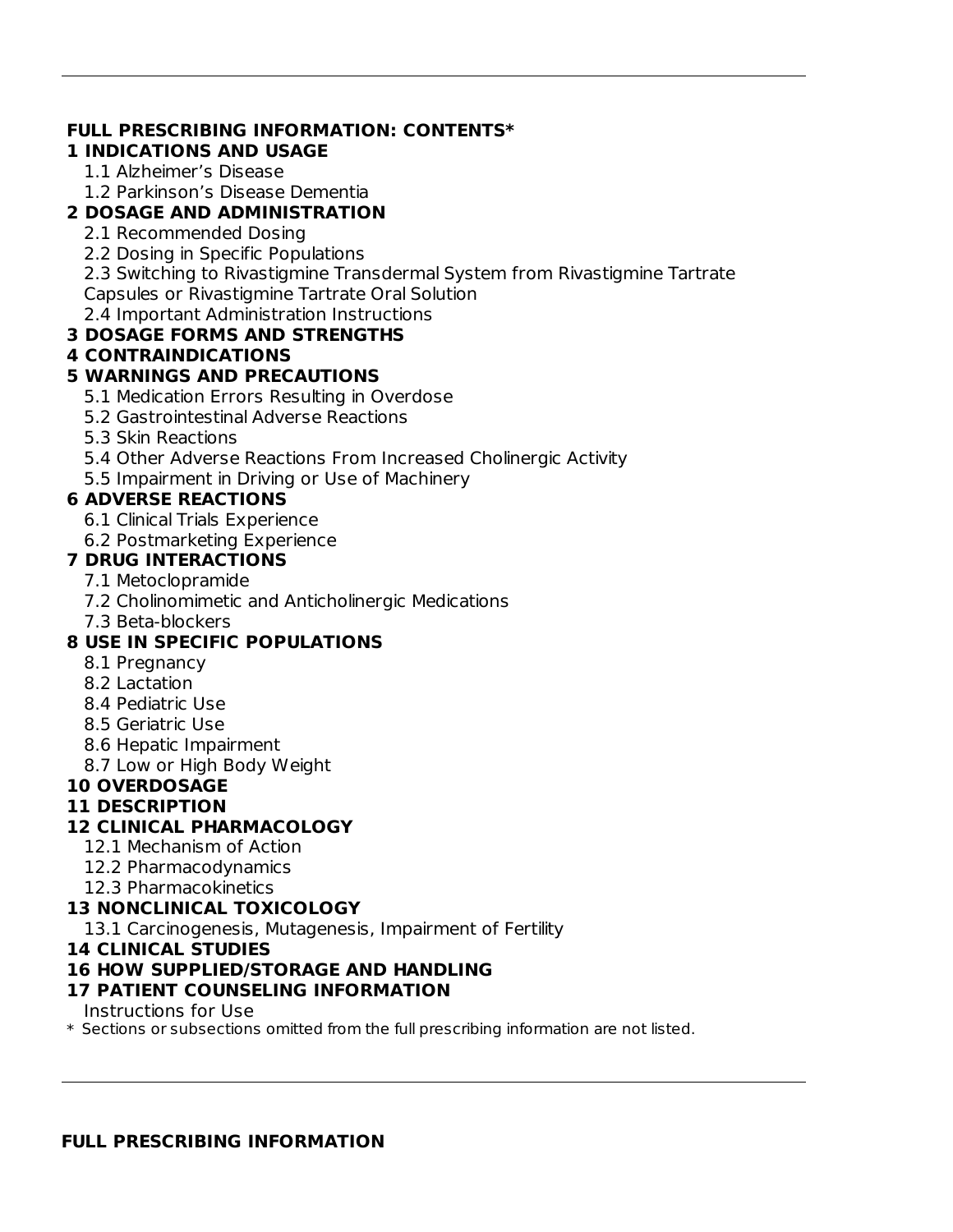**FULL PRESCRIBING INFORMATION: CONTENTS***

**1 INDICATIONS AND USAGE**
- 1.1 Alzheimer's Disease
- 1.2 Parkinson's Disease Dementia

**2 DOSAGE AND ADMINISTRATION**
- 2.1 Recommended Dosing
- 2.2 Dosing in Specific Populations
- 2.3 Switching to Rivastigmine Transdermal System from Rivastigmine Tartrate Capsules or Rivastigmine Tartrate Oral Solution
- 2.4 Important Administration Instructions

**3 DOSAGE FORMS AND STRENGTHS**

**4 CONTRAINDICATIONS**

**5 WARNINGS AND PRECAUTIONS**
- 5.1 Medication Errors Resulting in Overdose
- 5.2 Gastrointestinal Adverse Reactions
- 5.3 Skin Reactions
- 5.4 Other Adverse Reactions From Increased Cholinergic Activity
- 5.5 Impairment in Driving or Use of Machinery

**6 ADVERSE REACTIONS**
- 6.1 Clinical Trials Experience
- 6.2 Postmarketing Experience

**7 DRUG INTERACTIONS**
- 7.1 Metoclopramide
- 7.2 Cholinomimetic and Anticholinergic Medications
- 7.3 Beta-blockers

**8 USE IN SPECIFIC POPULATIONS**
- 8.1 Pregnancy
- 8.2 Lactation
- 8.4 Pediatric Use
- 8.5 Geriatric Use
- 8.6 Hepatic Impairment
- 8.7 Low or High Body Weight

**10 OVERDOSAGE**

**11 DESCRIPTION**

**12 CLINICAL PHARMACOLOGY**
- 12.1 Mechanism of Action
- 12.2 Pharmacodynamics
- 12.3 Pharmacokinetics

**13 NONCLINICAL TOXICOLOGY**
- 13.1 Carcinogenesis, Mutagenesis, Impairment of Fertility

**14 CLINICAL STUDIES**

**16 HOW SUPPLIED/STORAGE AND HANDLING**

**17 PATIENT COUNSELING INFORMATION**
- Instructions for Use

\* Sections or subsections omitted from the full prescribing information are not listed.

---

**FULL PRESCRIBING INFORMATION**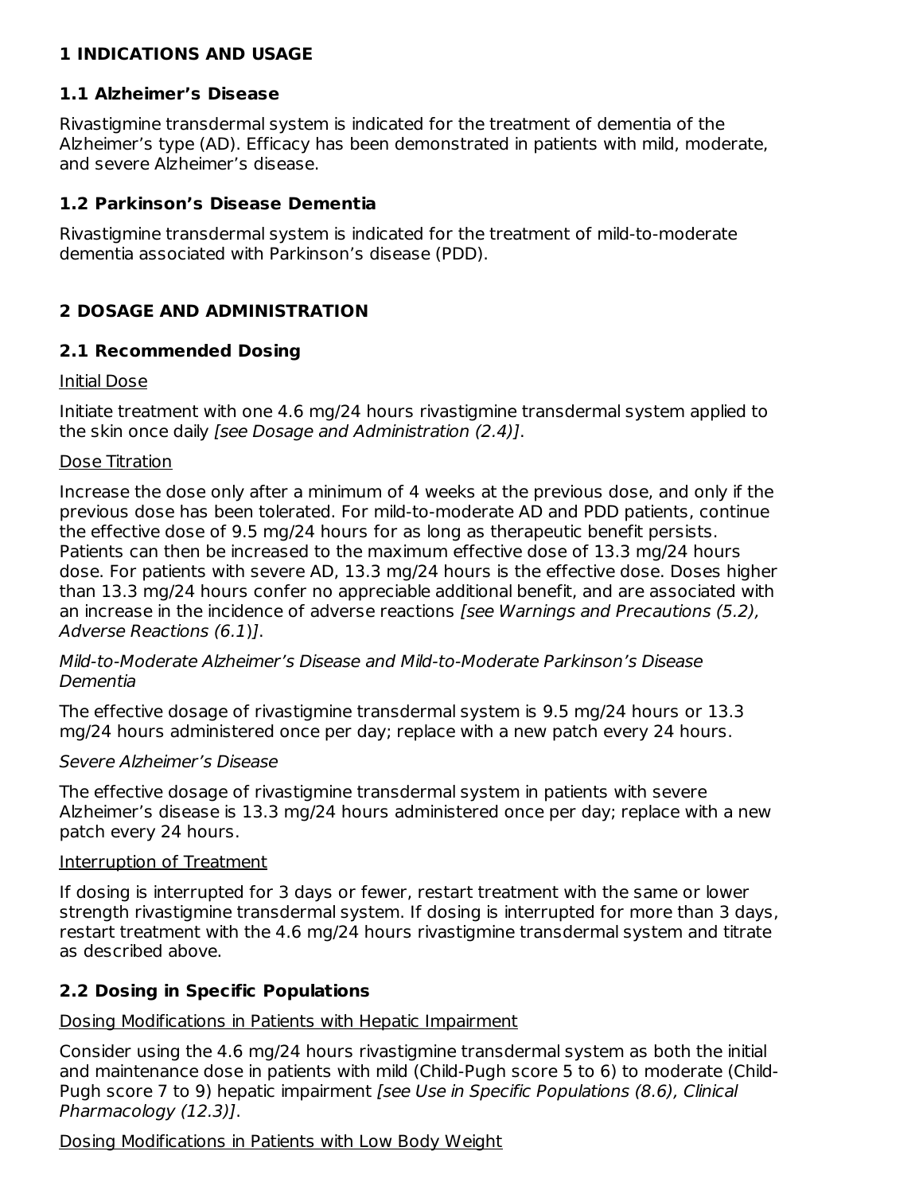# 1 INDICATIONS AND USAGE

## 1.1 Alzheimer's Disease

Rivastigmine transdermal system is indicated for the treatment of dementia of the Alzheimer's type (AD). Efficacy has been demonstrated in patients with mild, moderate, and severe Alzheimer's disease.

## 1.2 Parkinson's Disease Dementia

Rivastigmine transdermal system is indicated for the treatment of mild-to-moderate dementia associated with Parkinson's disease (PDD).

# 2 DOSAGE AND ADMINISTRATION

## 2.1 Recommended Dosing

Initial Dose

Initiate treatment with one 4.6 mg/24 hours rivastigmine transdermal system applied to the skin once daily *[see Dosage and Administration (2.4)]*.

Dose Titration

Increase the dose only after a minimum of 4 weeks at the previous dose, and only if the previous dose has been tolerated. For mild-to-moderate AD and PDD patients, continue the effective dose of 9.5 mg/24 hours for as long as therapeutic benefit persists. Patients can then be increased to the maximum effective dose of 13.3 mg/24 hours dose. For patients with severe AD, 13.3 mg/24 hours is the effective dose. Doses higher than 13.3 mg/24 hours confer no appreciable additional benefit, and are associated with an increase in the incidence of adverse reactions *[see Warnings and Precautions (5.2), Adverse Reactions (6.1)]*.

*Mild-to-Moderate Alzheimer's Disease and Mild-to-Moderate Parkinson's Disease Dementia*

The effective dosage of rivastigmine transdermal system is 9.5 mg/24 hours or 13.3 mg/24 hours administered once per day; replace with a new patch every 24 hours.

*Severe Alzheimer's Disease*

The effective dosage of rivastigmine transdermal system in patients with severe Alzheimer's disease is 13.3 mg/24 hours administered once per day; replace with a new patch every 24 hours.

Interruption of Treatment

If dosing is interrupted for 3 days or fewer, restart treatment with the same or lower strength rivastigmine transdermal system. If dosing is interrupted for more than 3 days, restart treatment with the 4.6 mg/24 hours rivastigmine transdermal system and titrate as described above.

## 2.2 Dosing in Specific Populations

Dosing Modifications in Patients with Hepatic Impairment

Consider using the 4.6 mg/24 hours rivastigmine transdermal system as both the initial and maintenance dose in patients with mild (Child-Pugh score 5 to 6) to moderate (Child-Pugh score 7 to 9) hepatic impairment *[see Use in Specific Populations (8.6), Clinical Pharmacology (12.3)]*.

Dosing Modifications in Patients with Low Body Weight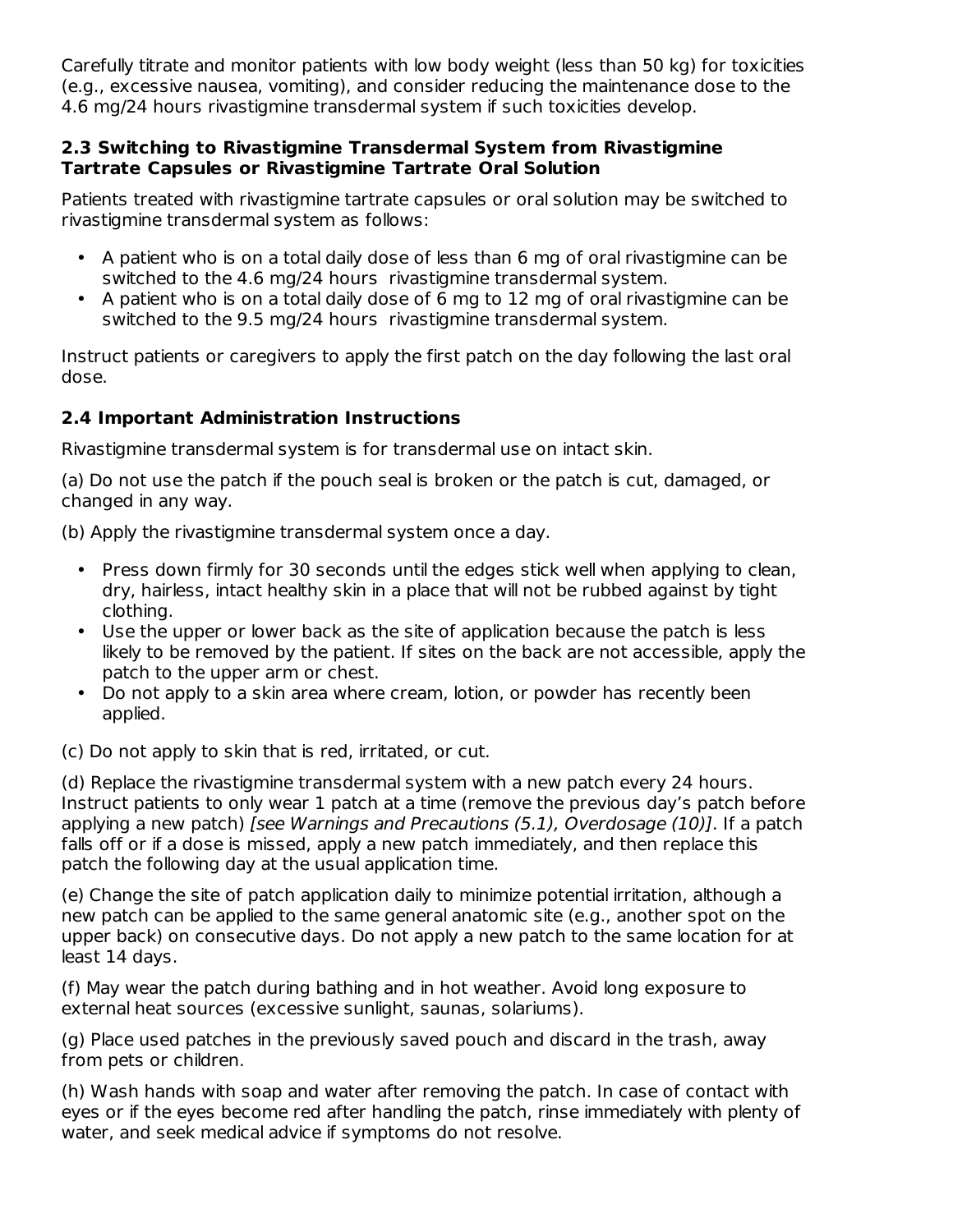Carefully titrate and monitor patients with low body weight (less than 50 kg) for toxicities (e.g., excessive nausea, vomiting), and consider reducing the maintenance dose to the 4.6 mg/24 hours rivastigmine transdermal system if such toxicities develop.

### 2.3 Switching to Rivastigmine Transdermal System from Rivastigmine Tartrate Capsules or Rivastigmine Tartrate Oral Solution

Patients treated with rivastigmine tartrate capsules or oral solution may be switched to rivastigmine transdermal system as follows:

- A patient who is on a total daily dose of less than 6 mg of oral rivastigmine can be switched to the 4.6 mg/24 hours rivastigmine transdermal system.
- A patient who is on a total daily dose of 6 mg to 12 mg of oral rivastigmine can be switched to the 9.5 mg/24 hours rivastigmine transdermal system.

Instruct patients or caregivers to apply the first patch on the day following the last oral dose.

### 2.4 Important Administration Instructions

Rivastigmine transdermal system is for transdermal use on intact skin.

(a) Do not use the patch if the pouch seal is broken or the patch is cut, damaged, or changed in any way.

(b) Apply the rivastigmine transdermal system once a day.

- Press down firmly for 30 seconds until the edges stick well when applying to clean, dry, hairless, intact healthy skin in a place that will not be rubbed against by tight clothing.
- Use the upper or lower back as the site of application because the patch is less likely to be removed by the patient. If sites on the back are not accessible, apply the patch to the upper arm or chest.
- Do not apply to a skin area where cream, lotion, or powder has recently been applied.

(c) Do not apply to skin that is red, irritated, or cut.

(d) Replace the rivastigmine transdermal system with a new patch every 24 hours. Instruct patients to only wear 1 patch at a time (remove the previous day's patch before applying a new patch) *[see Warnings and Precautions (5.1), Overdosage (10)]*. If a patch falls off or if a dose is missed, apply a new patch immediately, and then replace this patch the following day at the usual application time.

(e) Change the site of patch application daily to minimize potential irritation, although a new patch can be applied to the same general anatomic site (e.g., another spot on the upper back) on consecutive days. Do not apply a new patch to the same location for at least 14 days.

(f) May wear the patch during bathing and in hot weather. Avoid long exposure to external heat sources (excessive sunlight, saunas, solariums).

(g) Place used patches in the previously saved pouch and discard in the trash, away from pets or children.

(h) Wash hands with soap and water after removing the patch. In case of contact with eyes or if the eyes become red after handling the patch, rinse immediately with plenty of water, and seek medical advice if symptoms do not resolve.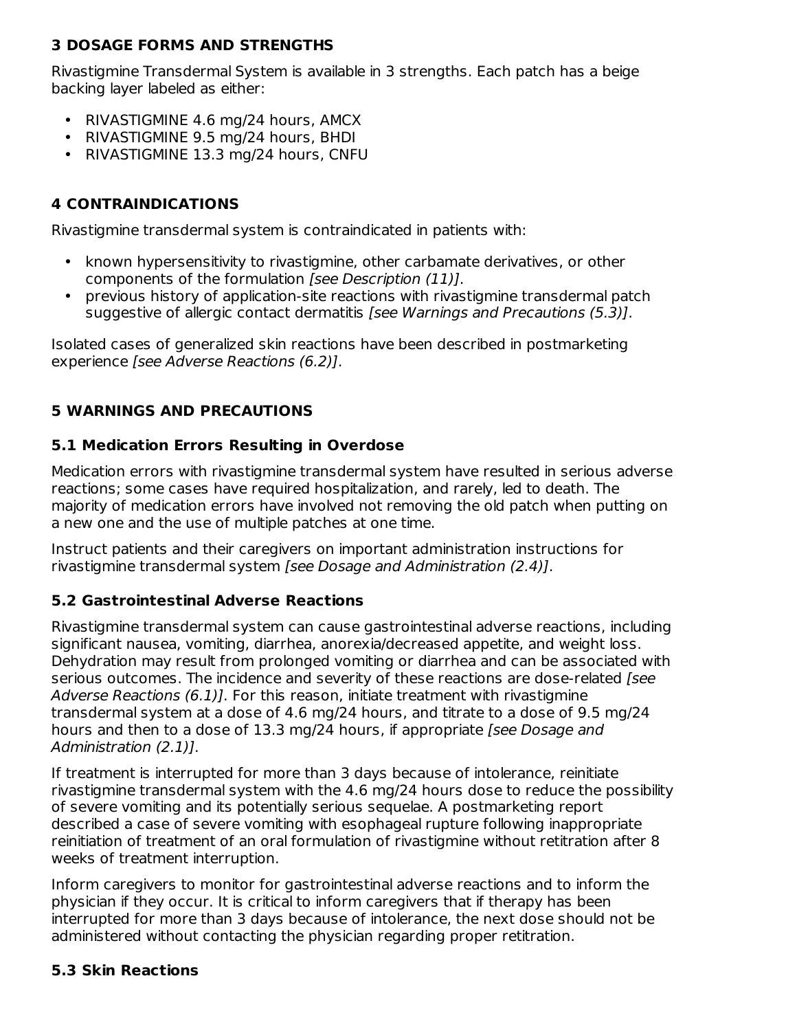## 3 DOSAGE FORMS AND STRENGTHS

Rivastigmine Transdermal System is available in 3 strengths. Each patch has a beige backing layer labeled as either:

- RIVASTIGMINE 4.6 mg/24 hours, AMCX
- RIVASTIGMINE 9.5 mg/24 hours, BHDI
- RIVASTIGMINE 13.3 mg/24 hours, CNFU

## 4 CONTRAINDICATIONS

Rivastigmine transdermal system is contraindicated in patients with:

- known hypersensitivity to rivastigmine, other carbamate derivatives, or other components of the formulation *[see Description (11)]*.
- previous history of application-site reactions with rivastigmine transdermal patch suggestive of allergic contact dermatitis *[see Warnings and Precautions (5.3)]*.

Isolated cases of generalized skin reactions have been described in postmarketing experience *[see Adverse Reactions (6.2)]*.

## 5 WARNINGS AND PRECAUTIONS

### 5.1 Medication Errors Resulting in Overdose

Medication errors with rivastigmine transdermal system have resulted in serious adverse reactions; some cases have required hospitalization, and rarely, led to death. The majority of medication errors have involved not removing the old patch when putting on a new one and the use of multiple patches at one time.

Instruct patients and their caregivers on important administration instructions for rivastigmine transdermal system *[see Dosage and Administration (2.4)]*.

### 5.2 Gastrointestinal Adverse Reactions

Rivastigmine transdermal system can cause gastrointestinal adverse reactions, including significant nausea, vomiting, diarrhea, anorexia/decreased appetite, and weight loss. Dehydration may result from prolonged vomiting or diarrhea and can be associated with serious outcomes. The incidence and severity of these reactions are dose-related *[see Adverse Reactions (6.1)]*. For this reason, initiate treatment with rivastigmine transdermal system at a dose of 4.6 mg/24 hours, and titrate to a dose of 9.5 mg/24 hours and then to a dose of 13.3 mg/24 hours, if appropriate *[see Dosage and Administration (2.1)]*.

If treatment is interrupted for more than 3 days because of intolerance, reinitiate rivastigmine transdermal system with the 4.6 mg/24 hours dose to reduce the possibility of severe vomiting and its potentially serious sequelae. A postmarketing report described a case of severe vomiting with esophageal rupture following inappropriate reinitiation of treatment of an oral formulation of rivastigmine without retitration after 8 weeks of treatment interruption.

Inform caregivers to monitor for gastrointestinal adverse reactions and to inform the physician if they occur. It is critical to inform caregivers that if therapy has been interrupted for more than 3 days because of intolerance, the next dose should not be administered without contacting the physician regarding proper retitration.

### 5.3 Skin Reactions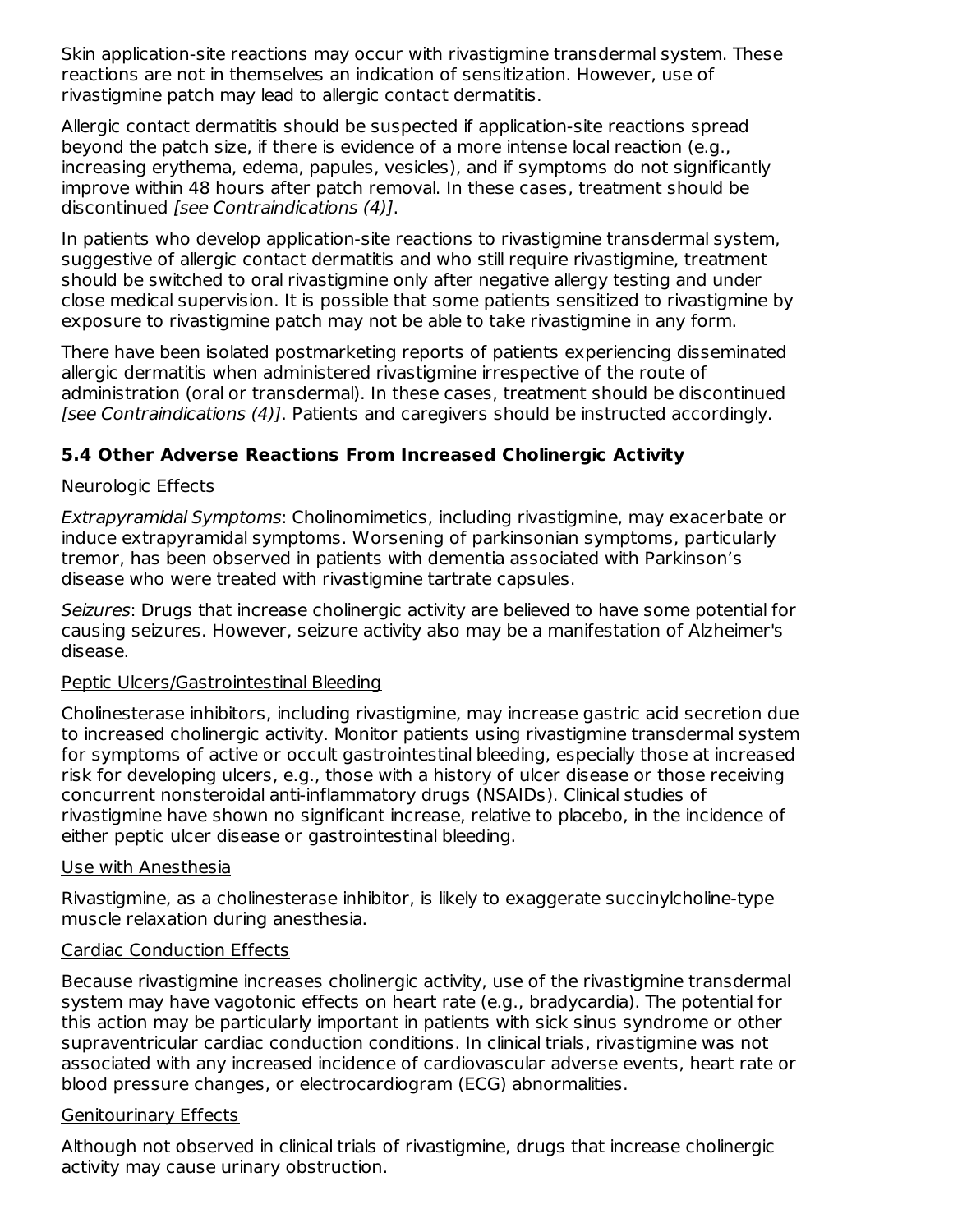Skin application-site reactions may occur with rivastigmine transdermal system. These reactions are not in themselves an indication of sensitization. However, use of rivastigmine patch may lead to allergic contact dermatitis.

Allergic contact dermatitis should be suspected if application-site reactions spread beyond the patch size, if there is evidence of a more intense local reaction (e.g., increasing erythema, edema, papules, vesicles), and if symptoms do not significantly improve within 48 hours after patch removal. In these cases, treatment should be discontinued *[see Contraindications (4)]*.

In patients who develop application-site reactions to rivastigmine transdermal system, suggestive of allergic contact dermatitis and who still require rivastigmine, treatment should be switched to oral rivastigmine only after negative allergy testing and under close medical supervision. It is possible that some patients sensitized to rivastigmine by exposure to rivastigmine patch may not be able to take rivastigmine in any form.

There have been isolated postmarketing reports of patients experiencing disseminated allergic dermatitis when administered rivastigmine irrespective of the route of administration (oral or transdermal). In these cases, treatment should be discontinued *[see Contraindications (4)]*. Patients and caregivers should be instructed accordingly.

### 5.4 Other Adverse Reactions From Increased Cholinergic Activity

Neurologic Effects

*Extrapyramidal Symptoms*: Cholinomimetics, including rivastigmine, may exacerbate or induce extrapyramidal symptoms. Worsening of parkinsonian symptoms, particularly tremor, has been observed in patients with dementia associated with Parkinson's disease who were treated with rivastigmine tartrate capsules.

*Seizures*: Drugs that increase cholinergic activity are believed to have some potential for causing seizures. However, seizure activity also may be a manifestation of Alzheimer's disease.

Peptic Ulcers/Gastrointestinal Bleeding

Cholinesterase inhibitors, including rivastigmine, may increase gastric acid secretion due to increased cholinergic activity. Monitor patients using rivastigmine transdermal system for symptoms of active or occult gastrointestinal bleeding, especially those at increased risk for developing ulcers, e.g., those with a history of ulcer disease or those receiving concurrent nonsteroidal anti-inflammatory drugs (NSAIDs). Clinical studies of rivastigmine have shown no significant increase, relative to placebo, in the incidence of either peptic ulcer disease or gastrointestinal bleeding.

Use with Anesthesia

Rivastigmine, as a cholinesterase inhibitor, is likely to exaggerate succinylcholine-type muscle relaxation during anesthesia.

Cardiac Conduction Effects

Because rivastigmine increases cholinergic activity, use of the rivastigmine transdermal system may have vagotonic effects on heart rate (e.g., bradycardia). The potential for this action may be particularly important in patients with sick sinus syndrome or other supraventricular cardiac conduction conditions. In clinical trials, rivastigmine was not associated with any increased incidence of cardiovascular adverse events, heart rate or blood pressure changes, or electrocardiogram (ECG) abnormalities.

Genitourinary Effects

Although not observed in clinical trials of rivastigmine, drugs that increase cholinergic activity may cause urinary obstruction.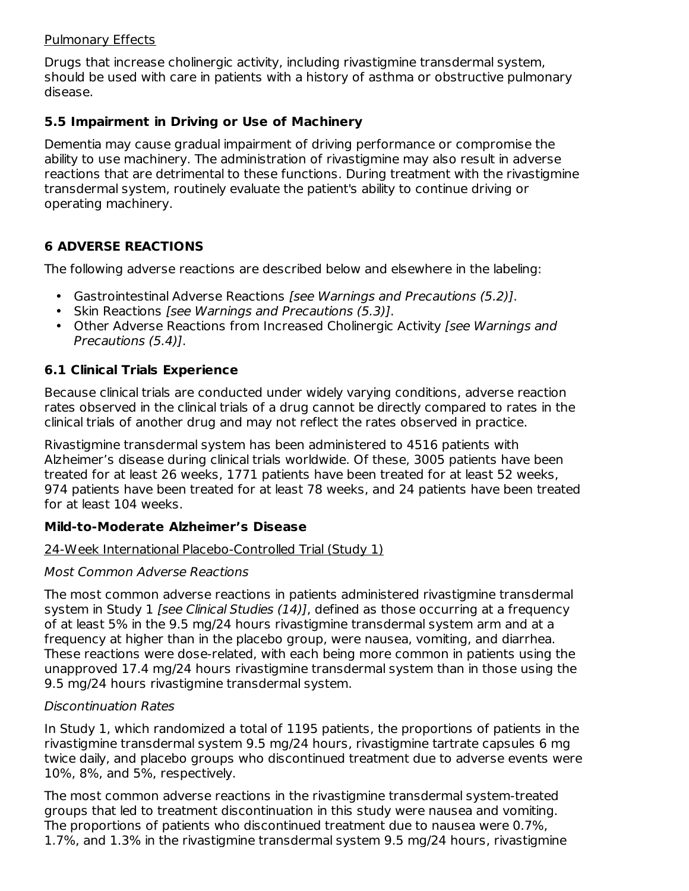Pulmonary Effects

Drugs that increase cholinergic activity, including rivastigmine transdermal system, should be used with care in patients with a history of asthma or obstructive pulmonary disease.

### 5.5 Impairment in Driving or Use of Machinery

Dementia may cause gradual impairment of driving performance or compromise the ability to use machinery. The administration of rivastigmine may also result in adverse reactions that are detrimental to these functions. During treatment with the rivastigmine transdermal system, routinely evaluate the patient's ability to continue driving or operating machinery.

## 6 ADVERSE REACTIONS

The following adverse reactions are described below and elsewhere in the labeling:

- Gastrointestinal Adverse Reactions *[see Warnings and Precautions (5.2)]*.
- Skin Reactions *[see Warnings and Precautions (5.3)]*.
- Other Adverse Reactions from Increased Cholinergic Activity *[see Warnings and Precautions (5.4)]*.

### 6.1 Clinical Trials Experience

Because clinical trials are conducted under widely varying conditions, adverse reaction rates observed in the clinical trials of a drug cannot be directly compared to rates in the clinical trials of another drug and may not reflect the rates observed in practice.

Rivastigmine transdermal system has been administered to 4516 patients with Alzheimer's disease during clinical trials worldwide. Of these, 3005 patients have been treated for at least 26 weeks, 1771 patients have been treated for at least 52 weeks, 974 patients have been treated for at least 78 weeks, and 24 patients have been treated for at least 104 weeks.

**Mild-to-Moderate Alzheimer's Disease**

24-Week International Placebo-Controlled Trial (Study 1)

*Most Common Adverse Reactions*

The most common adverse reactions in patients administered rivastigmine transdermal system in Study 1 *[see Clinical Studies (14)]*, defined as those occurring at a frequency of at least 5% in the 9.5 mg/24 hours rivastigmine transdermal system arm and at a frequency at higher than in the placebo group, were nausea, vomiting, and diarrhea. These reactions were dose-related, with each being more common in patients using the unapproved 17.4 mg/24 hours rivastigmine transdermal system than in those using the 9.5 mg/24 hours rivastigmine transdermal system.

*Discontinuation Rates*

In Study 1, which randomized a total of 1195 patients, the proportions of patients in the rivastigmine transdermal system 9.5 mg/24 hours, rivastigmine tartrate capsules 6 mg twice daily, and placebo groups who discontinued treatment due to adverse events were 10%, 8%, and 5%, respectively.

The most common adverse reactions in the rivastigmine transdermal system-treated groups that led to treatment discontinuation in this study were nausea and vomiting. The proportions of patients who discontinued treatment due to nausea were 0.7%, 1.7%, and 1.3% in the rivastigmine transdermal system 9.5 mg/24 hours, rivastigmine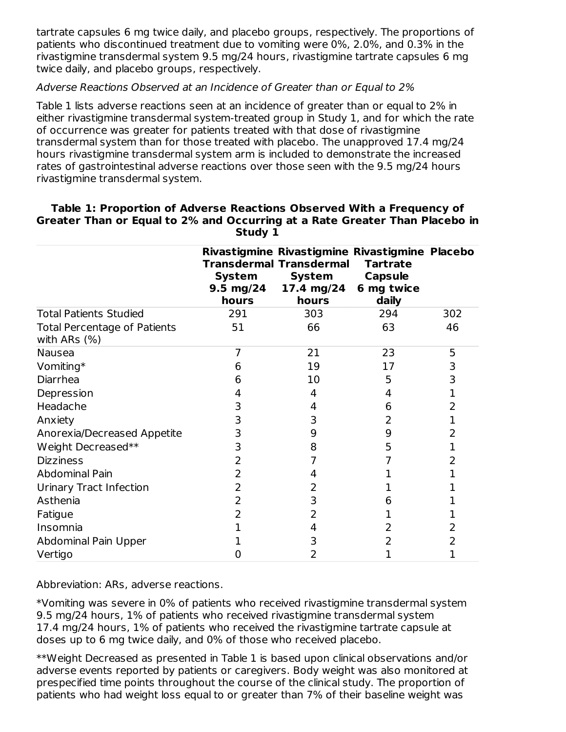tartrate capsules 6 mg twice daily, and placebo groups, respectively. The proportions of patients who discontinued treatment due to vomiting were 0%, 2.0%, and 0.3% in the rivastigmine transdermal system 9.5 mg/24 hours, rivastigmine tartrate capsules 6 mg twice daily, and placebo groups, respectively.

*Adverse Reactions Observed at an Incidence of Greater than or Equal to 2%*

Table 1 lists adverse reactions seen at an incidence of greater than or equal to 2% in either rivastigmine transdermal system-treated group in Study 1, and for which the rate of occurrence was greater for patients treated with that dose of rivastigmine transdermal system than for those treated with placebo. The unapproved 17.4 mg/24 hours rivastigmine transdermal system arm is included to demonstrate the increased rates of gastrointestinal adverse reactions over those seen with the 9.5 mg/24 hours rivastigmine transdermal system.

**Table 1: Proportion of Adverse Reactions Observed With a Frequency of Greater Than or Equal to 2% and Occurring at a Rate Greater Than Placebo in Study 1**

| | Rivastigmine Transdermal System 9.5 mg/24 hours | Rivastigmine Transdermal System 17.4 mg/24 hours | Rivastigmine Tartrate Capsule 6 mg twice daily | Placebo |
|---|---|---|---|---|
| Total Patients Studied | 291 | 303 | 294 | 302 |
| Total Percentage of Patients with ARs (%) | 51 | 66 | 63 | 46 |
| Nausea | 7 | 21 | 23 | 5 |
| Vomiting* | 6 | 19 | 17 | 3 |
| Diarrhea | 6 | 10 | 5 | 3 |
| Depression | 4 | 4 | 4 | 1 |
| Headache | 3 | 4 | 6 | 2 |
| Anxiety | 3 | 3 | 2 | 1 |
| Anorexia/Decreased Appetite | 3 | 9 | 9 | 2 |
| Weight Decreased** | 3 | 8 | 5 | 1 |
| Dizziness | 2 | 7 | 7 | 2 |
| Abdominal Pain | 2 | 4 | 1 | 1 |
| Urinary Tract Infection | 2 | 2 | 1 | 1 |
| Asthenia | 2 | 3 | 6 | 1 |
| Fatigue | 2 | 2 | 1 | 1 |
| Insomnia | 1 | 4 | 2 | 2 |
| Abdominal Pain Upper | 1 | 3 | 2 | 2 |
| Vertigo | 0 | 2 | 1 | 1 |

Abbreviation: ARs, adverse reactions.

*Vomiting was severe in 0% of patients who received rivastigmine transdermal system 9.5 mg/24 hours, 1% of patients who received rivastigmine transdermal system 17.4 mg/24 hours, 1% of patients who received the rivastigmine tartrate capsule at doses up to 6 mg twice daily, and 0% of those who received placebo.

**Weight Decreased as presented in Table 1 is based upon clinical observations and/or adverse events reported by patients or caregivers. Body weight was also monitored at prespecified time points throughout the course of the clinical study. The proportion of patients who had weight loss equal to or greater than 7% of their baseline weight was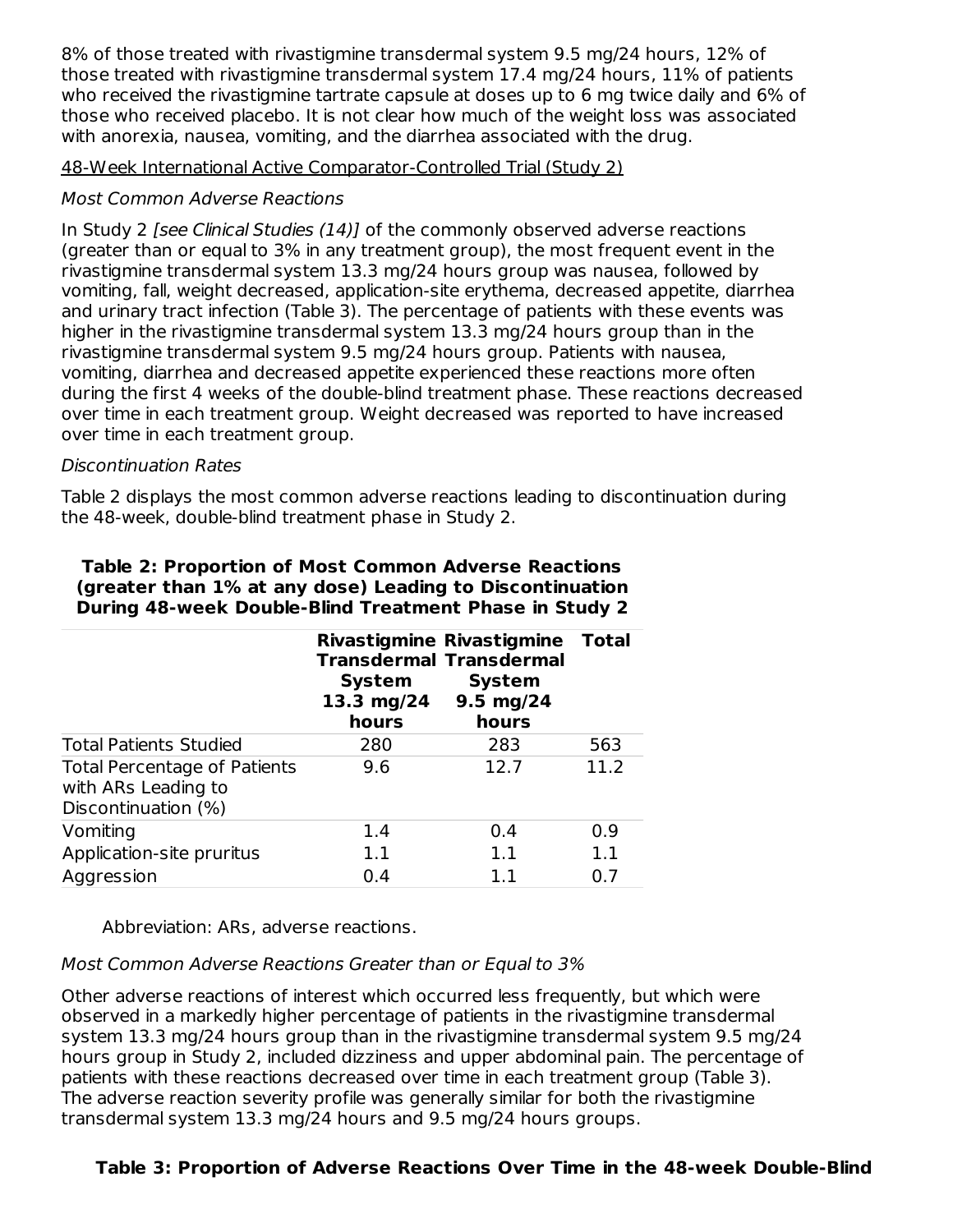8% of those treated with rivastigmine transdermal system 9.5 mg/24 hours, 12% of those treated with rivastigmine transdermal system 17.4 mg/24 hours, 11% of patients who received the rivastigmine tartrate capsule at doses up to 6 mg twice daily and 6% of those who received placebo. It is not clear how much of the weight loss was associated with anorexia, nausea, vomiting, and the diarrhea associated with the drug.

48-Week International Active Comparator-Controlled Trial (Study 2)

*Most Common Adverse Reactions*

In Study 2 *[see Clinical Studies (14)]* of the commonly observed adverse reactions (greater than or equal to 3% in any treatment group), the most frequent event in the rivastigmine transdermal system 13.3 mg/24 hours group was nausea, followed by vomiting, fall, weight decreased, application-site erythema, decreased appetite, diarrhea and urinary tract infection (Table 3). The percentage of patients with these events was higher in the rivastigmine transdermal system 13.3 mg/24 hours group than in the rivastigmine transdermal system 9.5 mg/24 hours group. Patients with nausea, vomiting, diarrhea and decreased appetite experienced these reactions more often during the first 4 weeks of the double-blind treatment phase. These reactions decreased over time in each treatment group. Weight decreased was reported to have increased over time in each treatment group.

*Discontinuation Rates*

Table 2 displays the most common adverse reactions leading to discontinuation during the 48-week, double-blind treatment phase in Study 2.

**Table 2: Proportion of Most Common Adverse Reactions (greater than 1% at any dose) Leading to Discontinuation During 48-week Double-Blind Treatment Phase in Study 2**

| | Rivastigmine Transdermal System 13.3 mg/24 hours | Rivastigmine Transdermal System 9.5 mg/24 hours | Total |
|---|---|---|---|
| Total Patients Studied | 280 | 283 | 563 |
| Total Percentage of Patients with ARs Leading to Discontinuation (%) | 9.6 | 12.7 | 11.2 |
| Vomiting | 1.4 | 0.4 | 0.9 |
| Application-site pruritus | 1.1 | 1.1 | 1.1 |
| Aggression | 0.4 | 1.1 | 0.7 |

Abbreviation: ARs, adverse reactions.

*Most Common Adverse Reactions Greater than or Equal to 3%*

Other adverse reactions of interest which occurred less frequently, but which were observed in a markedly higher percentage of patients in the rivastigmine transdermal system 13.3 mg/24 hours group than in the rivastigmine transdermal system 9.5 mg/24 hours group in Study 2, included dizziness and upper abdominal pain. The percentage of patients with these reactions decreased over time in each treatment group (Table 3). The adverse reaction severity profile was generally similar for both the rivastigmine transdermal system 13.3 mg/24 hours and 9.5 mg/24 hours groups.

**Table 3: Proportion of Adverse Reactions Over Time in the 48-week Double-Blind**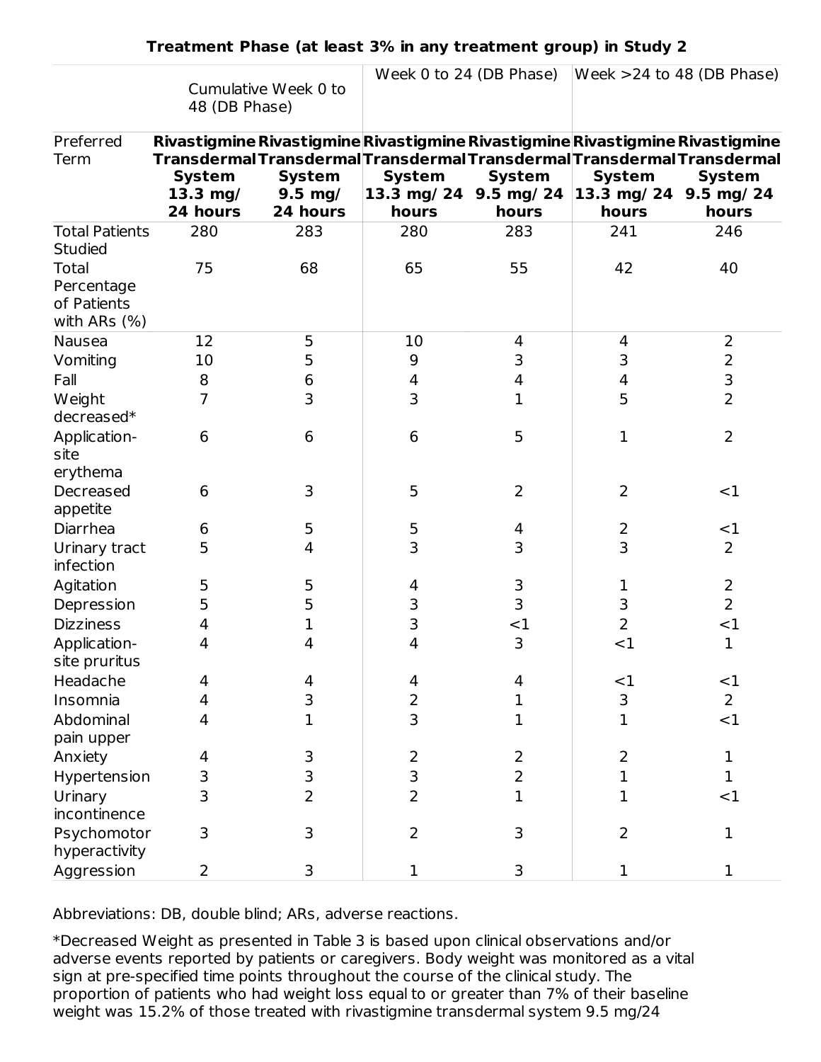**Treatment Phase (at least 3% in any treatment group) in Study 2**

| | Cumulative Week 0 to 48 (DB Phase) | | Week 0 to 24 (DB Phase) | | Week >24 to 48 (DB Phase) | |
|---|---|---|---|---|---|---|
| Preferred Term | **Rivastigmine Transdermal System 13.3 mg/ 24 hours** | **Rivastigmine Transdermal System 9.5 mg/ 24 hours** | **Rivastigmine Transdermal System 13.3 mg/ 24 hours** | **Rivastigmine Transdermal System 9.5 mg/ 24 hours** | **Rivastigmine Transdermal System 13.3 mg/ 24 hours** | **Rivastigmine Transdermal System 9.5 mg/ 24 hours** |
| Total Patients Studied | 280 | 283 | 280 | 283 | 241 | 246 |
| Total Percentage of Patients with ARs (%) | 75 | 68 | 65 | 55 | 42 | 40 |
| Nausea | 12 | 5 | 10 | 4 | 4 | 2 |
| Vomiting | 10 | 5 | 9 | 3 | 3 | 2 |
| Fall | 8 | 6 | 4 | 4 | 4 | 3 |
| Weight decreased* | 7 | 3 | 3 | 1 | 5 | 2 |
| Application-site erythema | 6 | 6 | 6 | 5 | 1 | 2 |
| Decreased appetite | 6 | 3 | 5 | 2 | 2 | <1 |
| Diarrhea | 6 | 5 | 5 | 4 | 2 | <1 |
| Urinary tract infection | 5 | 4 | 3 | 3 | 3 | 2 |
| Agitation | 5 | 5 | 4 | 3 | 1 | 2 |
| Depression | 5 | 5 | 3 | 3 | 3 | 2 |
| Dizziness | 4 | 1 | 3 | <1 | 2 | <1 |
| Application-site pruritus | 4 | 4 | 4 | 3 | <1 | 1 |
| Headache | 4 | 4 | 4 | 4 | <1 | <1 |
| Insomnia | 4 | 3 | 2 | 1 | 3 | 2 |
| Abdominal pain upper | 4 | 1 | 3 | 1 | 1 | <1 |
| Anxiety | 4 | 3 | 2 | 2 | 2 | 1 |
| Hypertension | 3 | 3 | 3 | 2 | 1 | 1 |
| Urinary incontinence | 3 | 2 | 2 | 1 | 1 | <1 |
| Psychomotor hyperactivity | 3 | 3 | 2 | 3 | 2 | 1 |
| Aggression | 2 | 3 | 1 | 3 | 1 | 1 |

Abbreviations: DB, double blind; ARs, adverse reactions.

*Decreased Weight as presented in Table 3 is based upon clinical observations and/or adverse events reported by patients or caregivers. Body weight was monitored as a vital sign at pre-specified time points throughout the course of the clinical study. The proportion of patients who had weight loss equal to or greater than 7% of their baseline weight was 15.2% of those treated with rivastigmine transdermal system 9.5 mg/24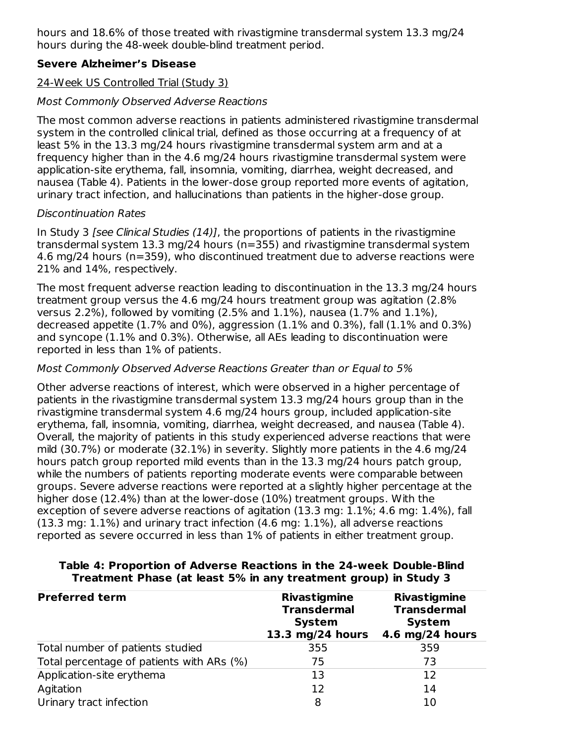hours and 18.6% of those treated with rivastigmine transdermal system 13.3 mg/24 hours during the 48-week double-blind treatment period.

**Severe Alzheimer's Disease**

24-Week US Controlled Trial (Study 3)

*Most Commonly Observed Adverse Reactions*

The most common adverse reactions in patients administered rivastigmine transdermal system in the controlled clinical trial, defined as those occurring at a frequency of at least 5% in the 13.3 mg/24 hours rivastigmine transdermal system arm and at a frequency higher than in the 4.6 mg/24 hours rivastigmine transdermal system were application-site erythema, fall, insomnia, vomiting, diarrhea, weight decreased, and nausea (Table 4). Patients in the lower-dose group reported more events of agitation, urinary tract infection, and hallucinations than patients in the higher-dose group.

*Discontinuation Rates*

In Study 3 *[see Clinical Studies (14)]*, the proportions of patients in the rivastigmine transdermal system 13.3 mg/24 hours (n=355) and rivastigmine transdermal system 4.6 mg/24 hours (n=359), who discontinued treatment due to adverse reactions were 21% and 14%, respectively.

The most frequent adverse reaction leading to discontinuation in the 13.3 mg/24 hours treatment group versus the 4.6 mg/24 hours treatment group was agitation (2.8% versus 2.2%), followed by vomiting (2.5% and 1.1%), nausea (1.7% and 1.1%), decreased appetite (1.7% and 0%), aggression (1.1% and 0.3%), fall (1.1% and 0.3%) and syncope (1.1% and 0.3%). Otherwise, all AEs leading to discontinuation were reported in less than 1% of patients.

*Most Commonly Observed Adverse Reactions Greater than or Equal to 5%*

Other adverse reactions of interest, which were observed in a higher percentage of patients in the rivastigmine transdermal system 13.3 mg/24 hours group than in the rivastigmine transdermal system 4.6 mg/24 hours group, included application-site erythema, fall, insomnia, vomiting, diarrhea, weight decreased, and nausea (Table 4). Overall, the majority of patients in this study experienced adverse reactions that were mild (30.7%) or moderate (32.1%) in severity. Slightly more patients in the 4.6 mg/24 hours patch group reported mild events than in the 13.3 mg/24 hours patch group, while the numbers of patients reporting moderate events were comparable between groups. Severe adverse reactions were reported at a slightly higher percentage at the higher dose (12.4%) than at the lower-dose (10%) treatment groups. With the exception of severe adverse reactions of agitation (13.3 mg: 1.1%; 4.6 mg: 1.4%), fall (13.3 mg: 1.1%) and urinary tract infection (4.6 mg: 1.1%), all adverse reactions reported as severe occurred in less than 1% of patients in either treatment group.

**Table 4: Proportion of Adverse Reactions in the 24-week Double-Blind Treatment Phase (at least 5% in any treatment group) in Study 3**

| Preferred term | Rivastigmine Transdermal System 13.3 mg/24 hours | Rivastigmine Transdermal System 4.6 mg/24 hours |
|---|---|---|
| Total number of patients studied | 355 | 359 |
| Total percentage of patients with ARs (%) | 75 | 73 |
| Application-site erythema | 13 | 12 |
| Agitation | 12 | 14 |
| Urinary tract infection | 8 | 10 |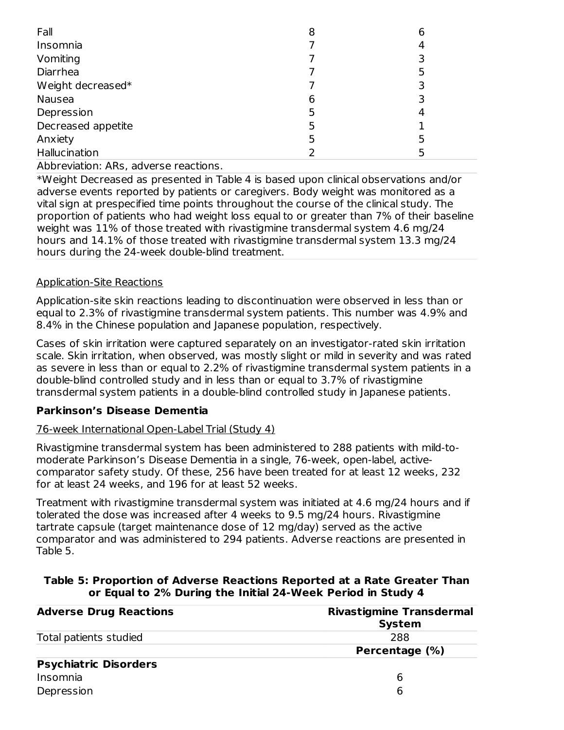| | | |
|---|---|---|
| Fall | 8 | 6 |
| Insomnia | 7 | 4 |
| Vomiting | 7 | 3 |
| Diarrhea | 7 | 5 |
| Weight decreased* | 7 | 3 |
| Nausea | 6 | 3 |
| Depression | 5 | 4 |
| Decreased appetite | 5 | 1 |
| Anxiety | 5 | 5 |
| Hallucination | 2 | 5 |

Abbreviation: ARs, adverse reactions.

*Weight Decreased as presented in Table 4 is based upon clinical observations and/or adverse events reported by patients or caregivers. Body weight was monitored as a vital sign at prespecified time points throughout the course of the clinical study. The proportion of patients who had weight loss equal to or greater than 7% of their baseline weight was 11% of those treated with rivastigmine transdermal system 4.6 mg/24 hours and 14.1% of those treated with rivastigmine transdermal system 13.3 mg/24 hours during the 24-week double-blind treatment.

Application-Site Reactions

Application-site skin reactions leading to discontinuation were observed in less than or equal to 2.3% of rivastigmine transdermal system patients. This number was 4.9% and 8.4% in the Chinese population and Japanese population, respectively.

Cases of skin irritation were captured separately on an investigator-rated skin irritation scale. Skin irritation, when observed, was mostly slight or mild in severity and was rated as severe in less than or equal to 2.2% of rivastigmine transdermal system patients in a double-blind controlled study and in less than or equal to 3.7% of rivastigmine transdermal system patients in a double-blind controlled study in Japanese patients.

**Parkinson's Disease Dementia**

76-week International Open-Label Trial (Study 4)

Rivastigmine transdermal system has been administered to 288 patients with mild-to-moderate Parkinson's Disease Dementia in a single, 76-week, open-label, active-comparator safety study. Of these, 256 have been treated for at least 12 weeks, 232 for at least 24 weeks, and 196 for at least 52 weeks.

Treatment with rivastigmine transdermal system was initiated at 4.6 mg/24 hours and if tolerated the dose was increased after 4 weeks to 9.5 mg/24 hours. Rivastigmine tartrate capsule (target maintenance dose of 12 mg/day) served as the active comparator and was administered to 294 patients. Adverse reactions are presented in Table 5.

**Table 5: Proportion of Adverse Reactions Reported at a Rate Greater Than or Equal to 2% During the Initial 24-Week Period in Study 4**

| Adverse Drug Reactions | Rivastigmine Transdermal System |
|---|---|
| Total patients studied | 288 |
| | **Percentage (%)** |
| **Psychiatric Disorders** | |
| Insomnia | 6 |
| Depression | 6 |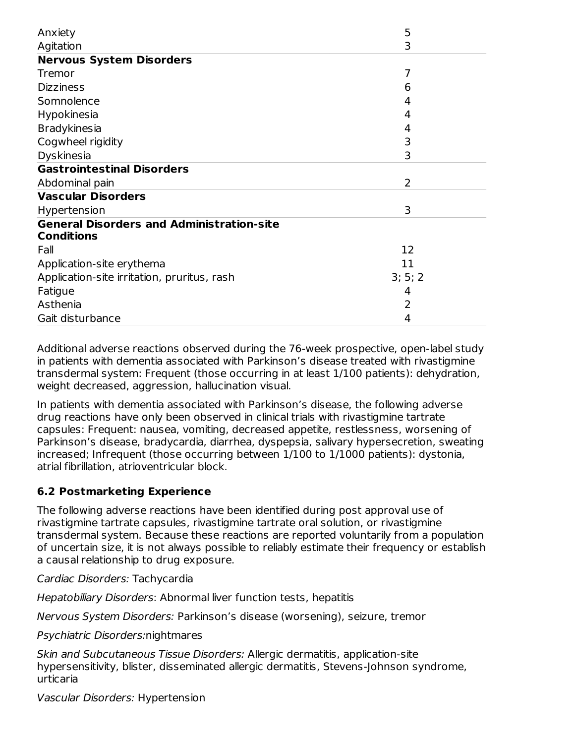| | |
|---|---|
| Anxiety | 5 |
| Agitation | 3 |
| **Nervous System Disorders** | |
| Tremor | 7 |
| Dizziness | 6 |
| Somnolence | 4 |
| Hypokinesia | 4 |
| Bradykinesia | 4 |
| Cogwheel rigidity | 3 |
| Dyskinesia | 3 |
| **Gastrointestinal Disorders** | |
| Abdominal pain | 2 |
| **Vascular Disorders** | |
| Hypertension | 3 |
| **General Disorders and Administration-site Conditions** | |
| Fall | 12 |
| Application-site erythema | 11 |
| Application-site irritation, pruritus, rash | 3; 5; 2 |
| Fatigue | 4 |
| Asthenia | 2 |
| Gait disturbance | 4 |

Additional adverse reactions observed during the 76-week prospective, open-label study in patients with dementia associated with Parkinson's disease treated with rivastigmine transdermal system: Frequent (those occurring in at least 1/100 patients): dehydration, weight decreased, aggression, hallucination visual.

In patients with dementia associated with Parkinson's disease, the following adverse drug reactions have only been observed in clinical trials with rivastigmine tartrate capsules: Frequent: nausea, vomiting, decreased appetite, restlessness, worsening of Parkinson's disease, bradycardia, diarrhea, dyspepsia, salivary hypersecretion, sweating increased; Infrequent (those occurring between 1/100 to 1/1000 patients): dystonia, atrial fibrillation, atrioventricular block.

## 6.2 Postmarketing Experience

The following adverse reactions have been identified during post approval use of rivastigmine tartrate capsules, rivastigmine tartrate oral solution, or rivastigmine transdermal system. Because these reactions are reported voluntarily from a population of uncertain size, it is not always possible to reliably estimate their frequency or establish a causal relationship to drug exposure.

*Cardiac Disorders:* Tachycardia

*Hepatobiliary Disorders*: Abnormal liver function tests, hepatitis

*Nervous System Disorders:* Parkinson's disease (worsening), seizure, tremor

*Psychiatric Disorders:*nightmares

*Skin and Subcutaneous Tissue Disorders:* Allergic dermatitis, application-site hypersensitivity, blister, disseminated allergic dermatitis, Stevens-Johnson syndrome, urticaria

*Vascular Disorders:* Hypertension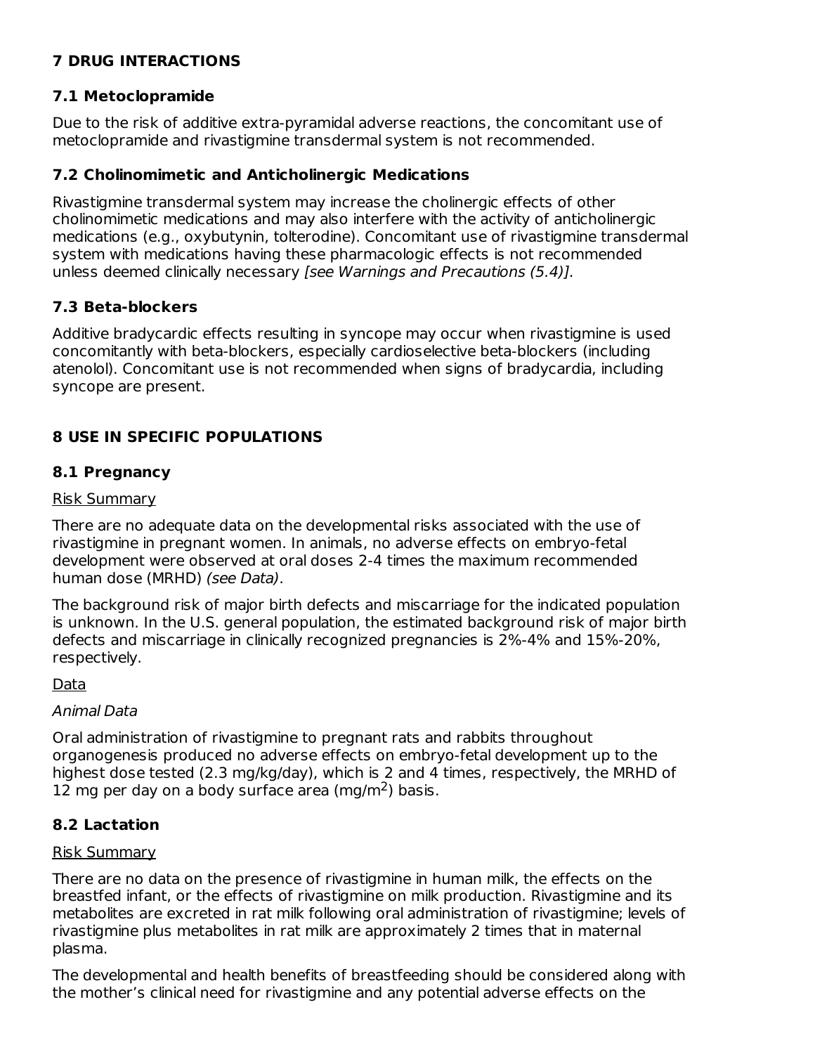## 7 DRUG INTERACTIONS

### 7.1 Metoclopramide

Due to the risk of additive extra-pyramidal adverse reactions, the concomitant use of metoclopramide and rivastigmine transdermal system is not recommended.

### 7.2 Cholinomimetic and Anticholinergic Medications

Rivastigmine transdermal system may increase the cholinergic effects of other cholinomimetic medications and may also interfere with the activity of anticholinergic medications (e.g., oxybutynin, tolterodine). Concomitant use of rivastigmine transdermal system with medications having these pharmacologic effects is not recommended unless deemed clinically necessary *[see Warnings and Precautions (5.4)]*.

### 7.3 Beta-blockers

Additive bradycardic effects resulting in syncope may occur when rivastigmine is used concomitantly with beta-blockers, especially cardioselective beta-blockers (including atenolol). Concomitant use is not recommended when signs of bradycardia, including syncope are present.

## 8 USE IN SPECIFIC POPULATIONS

### 8.1 Pregnancy

Risk Summary

There are no adequate data on the developmental risks associated with the use of rivastigmine in pregnant women. In animals, no adverse effects on embryo-fetal development were observed at oral doses 2-4 times the maximum recommended human dose (MRHD) *(see Data)*.

The background risk of major birth defects and miscarriage for the indicated population is unknown. In the U.S. general population, the estimated background risk of major birth defects and miscarriage in clinically recognized pregnancies is 2%-4% and 15%-20%, respectively.

Data

*Animal Data*

Oral administration of rivastigmine to pregnant rats and rabbits throughout organogenesis produced no adverse effects on embryo-fetal development up to the highest dose tested (2.3 mg/kg/day), which is 2 and 4 times, respectively, the MRHD of 12 mg per day on a body surface area ($mg/m^2$) basis.

### 8.2 Lactation

Risk Summary

There are no data on the presence of rivastigmine in human milk, the effects on the breastfed infant, or the effects of rivastigmine on milk production. Rivastigmine and its metabolites are excreted in rat milk following oral administration of rivastigmine; levels of rivastigmine plus metabolites in rat milk are approximately 2 times that in maternal plasma.

The developmental and health benefits of breastfeeding should be considered along with the mother's clinical need for rivastigmine and any potential adverse effects on the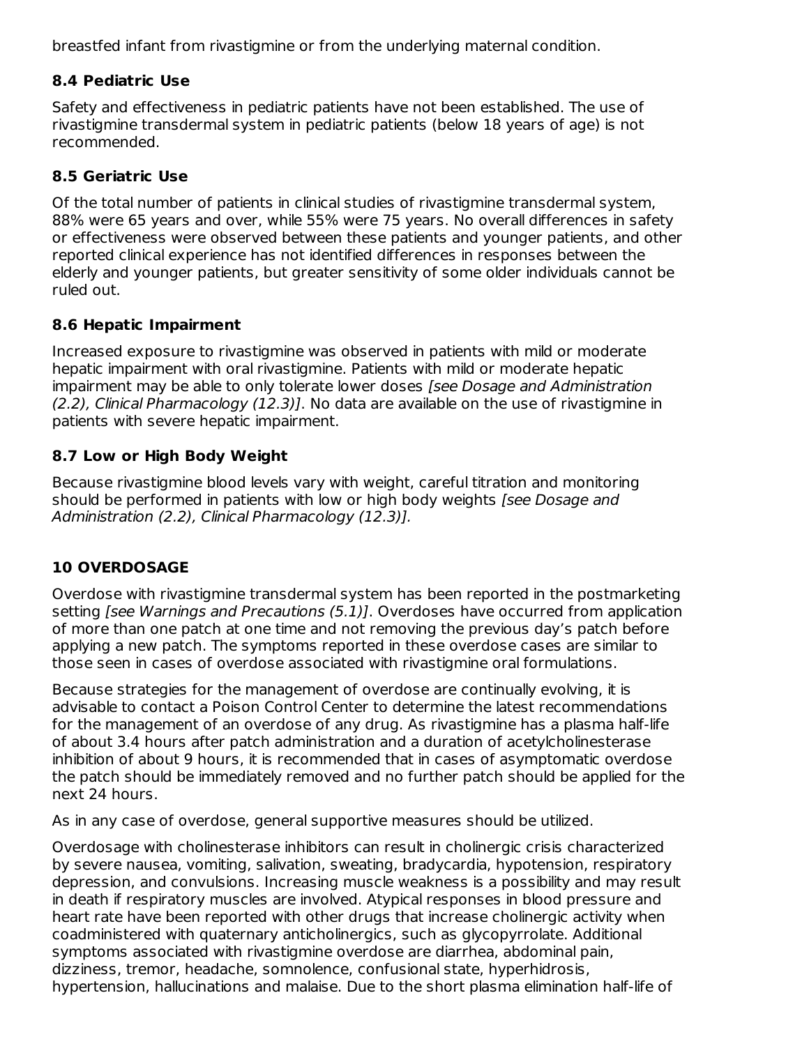breastfed infant from rivastigmine or from the underlying maternal condition.

### 8.4 Pediatric Use

Safety and effectiveness in pediatric patients have not been established. The use of rivastigmine transdermal system in pediatric patients (below 18 years of age) is not recommended.

### 8.5 Geriatric Use

Of the total number of patients in clinical studies of rivastigmine transdermal system, 88% were 65 years and over, while 55% were 75 years. No overall differences in safety or effectiveness were observed between these patients and younger patients, and other reported clinical experience has not identified differences in responses between the elderly and younger patients, but greater sensitivity of some older individuals cannot be ruled out.

### 8.6 Hepatic Impairment

Increased exposure to rivastigmine was observed in patients with mild or moderate hepatic impairment with oral rivastigmine. Patients with mild or moderate hepatic impairment may be able to only tolerate lower doses *[see Dosage and Administration (2.2), Clinical Pharmacology (12.3)]*. No data are available on the use of rivastigmine in patients with severe hepatic impairment.

### 8.7 Low or High Body Weight

Because rivastigmine blood levels vary with weight, careful titration and monitoring should be performed in patients with low or high body weights *[see Dosage and Administration (2.2), Clinical Pharmacology (12.3)]*.

## 10 OVERDOSAGE

Overdose with rivastigmine transdermal system has been reported in the postmarketing setting *[see Warnings and Precautions (5.1)]*. Overdoses have occurred from application of more than one patch at one time and not removing the previous day's patch before applying a new patch. The symptoms reported in these overdose cases are similar to those seen in cases of overdose associated with rivastigmine oral formulations.

Because strategies for the management of overdose are continually evolving, it is advisable to contact a Poison Control Center to determine the latest recommendations for the management of an overdose of any drug. As rivastigmine has a plasma half-life of about 3.4 hours after patch administration and a duration of acetylcholinesterase inhibition of about 9 hours, it is recommended that in cases of asymptomatic overdose the patch should be immediately removed and no further patch should be applied for the next 24 hours.

As in any case of overdose, general supportive measures should be utilized.

Overdosage with cholinesterase inhibitors can result in cholinergic crisis characterized by severe nausea, vomiting, salivation, sweating, bradycardia, hypotension, respiratory depression, and convulsions. Increasing muscle weakness is a possibility and may result in death if respiratory muscles are involved. Atypical responses in blood pressure and heart rate have been reported with other drugs that increase cholinergic activity when coadministered with quaternary anticholinergics, such as glycopyrrolate. Additional symptoms associated with rivastigmine overdose are diarrhea, abdominal pain, dizziness, tremor, headache, somnolence, confusional state, hyperhidrosis, hypertension, hallucinations and malaise. Due to the short plasma elimination half-life of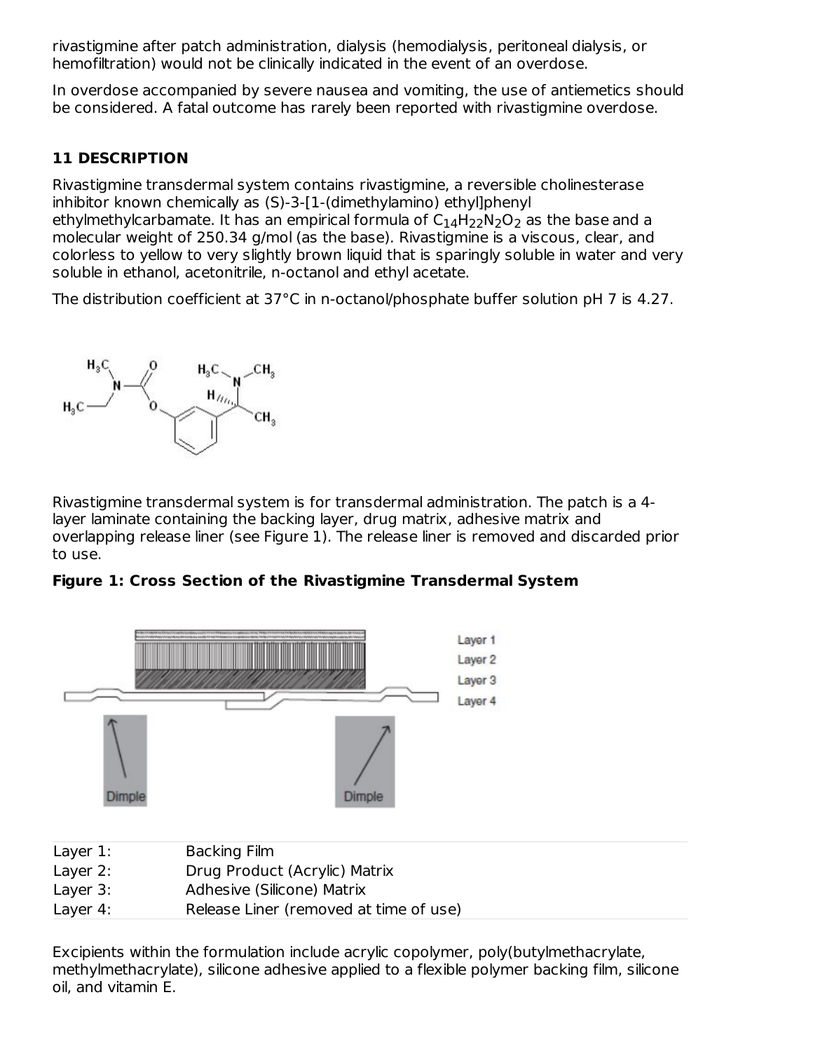rivastigmine after patch administration, dialysis (hemodialysis, peritoneal dialysis, or hemofiltration) would not be clinically indicated in the event of an overdose.

In overdose accompanied by severe nausea and vomiting, the use of antiemetics should be considered. A fatal outcome has rarely been reported with rivastigmine overdose.

## 11 DESCRIPTION

Rivastigmine transdermal system contains rivastigmine, a reversible cholinesterase inhibitor known chemically as (S)-3-[1-(dimethylamino) ethyl]phenyl ethylmethylcarbamate. It has an empirical formula of $C_{14}H_{22}N_2O_2$ as the base and a molecular weight of 250.34 g/mol (as the base). Rivastigmine is a viscous, clear, and colorless to yellow to very slightly brown liquid that is sparingly soluble in water and very soluble in ethanol, acetonitrile, n-octanol and ethyl acetate.

The distribution coefficient at 37°C in n-octanol/phosphate buffer solution pH 7 is 4.27.

Rivastigmine transdermal system is for transdermal administration. The patch is a 4-layer laminate containing the backing layer, drug matrix, adhesive matrix and overlapping release liner (see Figure 1). The release liner is removed and discarded prior to use.

**Figure 1: Cross Section of the Rivastigmine Transdermal System**

| | |
|---|---|
| Layer 1: | Backing Film |
| Layer 2: | Drug Product (Acrylic) Matrix |
| Layer 3: | Adhesive (Silicone) Matrix |
| Layer 4: | Release Liner (removed at time of use) |

Excipients within the formulation include acrylic copolymer, poly(butylmethacrylate, methylmethacrylate), silicone adhesive applied to a flexible polymer backing film, silicone oil, and vitamin E.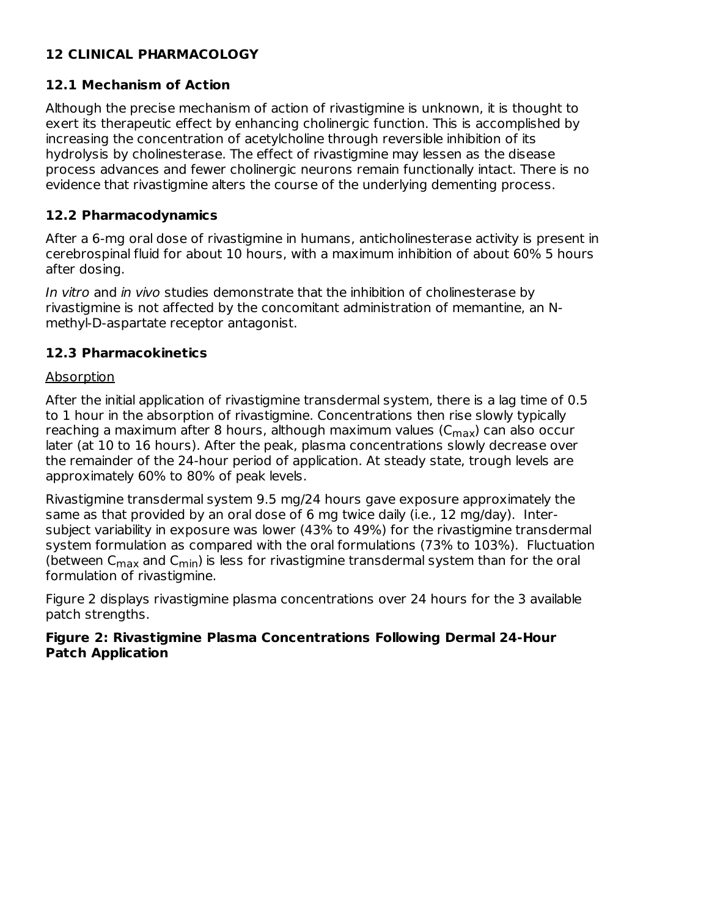## 12 CLINICAL PHARMACOLOGY

### 12.1 Mechanism of Action

Although the precise mechanism of action of rivastigmine is unknown, it is thought to exert its therapeutic effect by enhancing cholinergic function. This is accomplished by increasing the concentration of acetylcholine through reversible inhibition of its hydrolysis by cholinesterase. The effect of rivastigmine may lessen as the disease process advances and fewer cholinergic neurons remain functionally intact. There is no evidence that rivastigmine alters the course of the underlying dementing process.

### 12.2 Pharmacodynamics

After a 6-mg oral dose of rivastigmine in humans, anticholinesterase activity is present in cerebrospinal fluid for about 10 hours, with a maximum inhibition of about 60% 5 hours after dosing.

*In vitro* and *in vivo* studies demonstrate that the inhibition of cholinesterase by rivastigmine is not affected by the concomitant administration of memantine, an N-methyl-D-aspartate receptor antagonist.

### 12.3 Pharmacokinetics

Absorption

After the initial application of rivastigmine transdermal system, there is a lag time of 0.5 to 1 hour in the absorption of rivastigmine. Concentrations then rise slowly typically reaching a maximum after 8 hours, although maximum values ($C_{max}$) can also occur later (at 10 to 16 hours). After the peak, plasma concentrations slowly decrease over the remainder of the 24-hour period of application. At steady state, trough levels are approximately 60% to 80% of peak levels.

Rivastigmine transdermal system 9.5 mg/24 hours gave exposure approximately the same as that provided by an oral dose of 6 mg twice daily (i.e., 12 mg/day). Inter-subject variability in exposure was lower (43% to 49%) for the rivastigmine transdermal system formulation as compared with the oral formulations (73% to 103%). Fluctuation (between $C_{max}$ and $C_{min}$) is less for rivastigmine transdermal system than for the oral formulation of rivastigmine.

Figure 2 displays rivastigmine plasma concentrations over 24 hours for the 3 available patch strengths.

**Figure 2: Rivastigmine Plasma Concentrations Following Dermal 24-Hour Patch Application**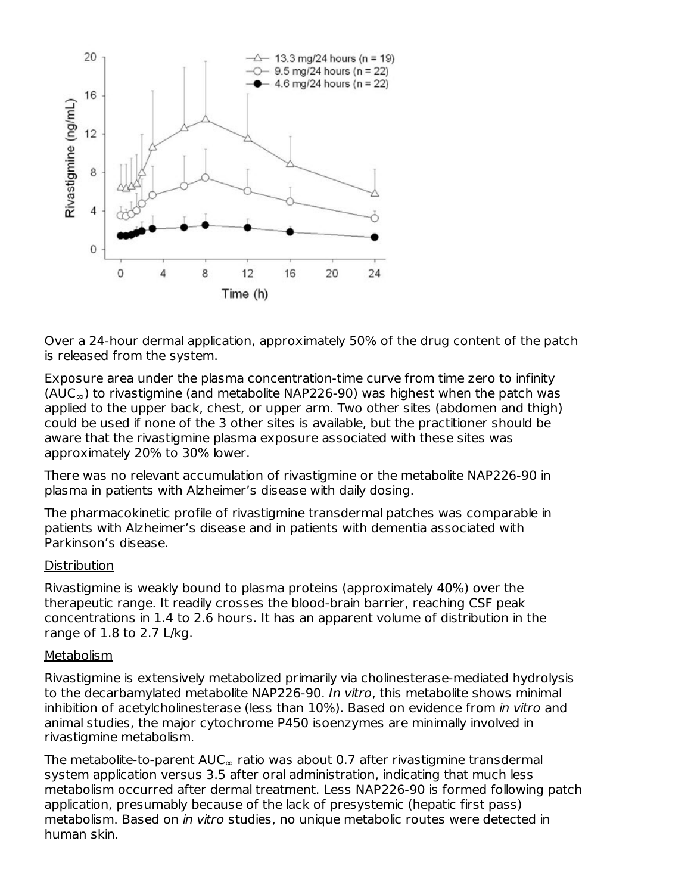Over a 24-hour dermal application, approximately 50% of the drug content of the patch is released from the system.

Exposure area under the plasma concentration-time curve from time zero to infinity ($AUC_{\infty}$) to rivastigmine (and metabolite NAP226-90) was highest when the patch was applied to the upper back, chest, or upper arm. Two other sites (abdomen and thigh) could be used if none of the 3 other sites is available, but the practitioner should be aware that the rivastigmine plasma exposure associated with these sites was approximately 20% to 30% lower.

There was no relevant accumulation of rivastigmine or the metabolite NAP226-90 in plasma in patients with Alzheimer's disease with daily dosing.

The pharmacokinetic profile of rivastigmine transdermal patches was comparable in patients with Alzheimer's disease and in patients with dementia associated with Parkinson's disease.

Distribution

Rivastigmine is weakly bound to plasma proteins (approximately 40%) over the therapeutic range. It readily crosses the blood-brain barrier, reaching CSF peak concentrations in 1.4 to 2.6 hours. It has an apparent volume of distribution in the range of 1.8 to 2.7 L/kg.

Metabolism

Rivastigmine is extensively metabolized primarily via cholinesterase-mediated hydrolysis to the decarbamylated metabolite NAP226-90. *In vitro*, this metabolite shows minimal inhibition of acetylcholinesterase (less than 10%). Based on evidence from *in vitro* and animal studies, the major cytochrome P450 isoenzymes are minimally involved in rivastigmine metabolism.

The metabolite-to-parent $AUC_{\infty}$ ratio was about 0.7 after rivastigmine transdermal system application versus 3.5 after oral administration, indicating that much less metabolism occurred after dermal treatment. Less NAP226-90 is formed following patch application, presumably because of the lack of presystemic (hepatic first pass) metabolism. Based on *in vitro* studies, no unique metabolic routes were detected in human skin.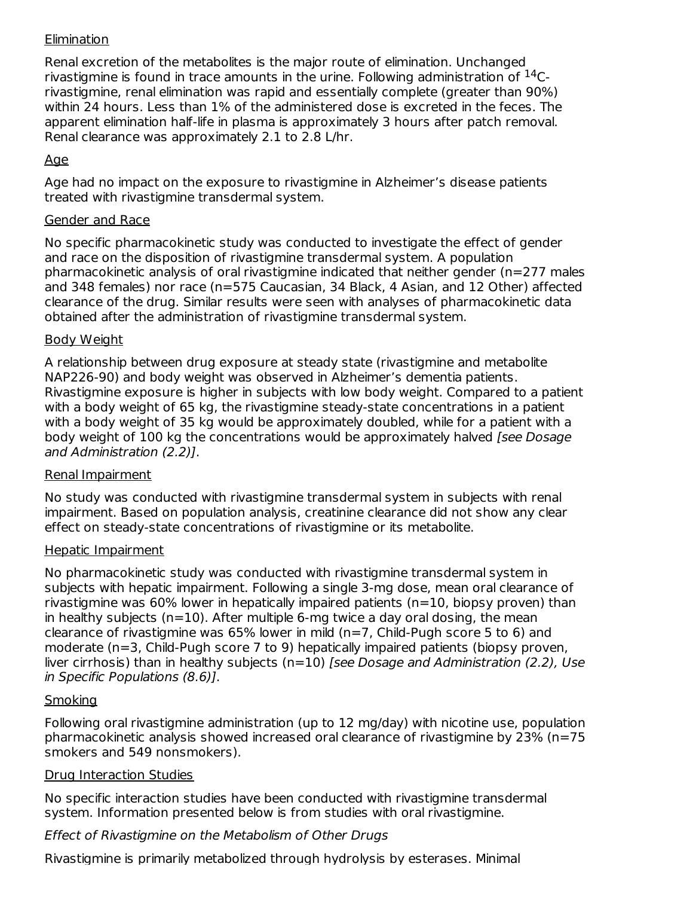Elimination

Renal excretion of the metabolites is the major route of elimination. Unchanged rivastigmine is found in trace amounts in the urine. Following administration of $^{14}C$-rivastigmine, renal elimination was rapid and essentially complete (greater than 90%) within 24 hours. Less than 1% of the administered dose is excreted in the feces. The apparent elimination half-life in plasma is approximately 3 hours after patch removal. Renal clearance was approximately 2.1 to 2.8 L/hr.

Age

Age had no impact on the exposure to rivastigmine in Alzheimer's disease patients treated with rivastigmine transdermal system.

Gender and Race

No specific pharmacokinetic study was conducted to investigate the effect of gender and race on the disposition of rivastigmine transdermal system. A population pharmacokinetic analysis of oral rivastigmine indicated that neither gender (n=277 males and 348 females) nor race (n=575 Caucasian, 34 Black, 4 Asian, and 12 Other) affected clearance of the drug. Similar results were seen with analyses of pharmacokinetic data obtained after the administration of rivastigmine transdermal system.

Body Weight

A relationship between drug exposure at steady state (rivastigmine and metabolite NAP226-90) and body weight was observed in Alzheimer's dementia patients. Rivastigmine exposure is higher in subjects with low body weight. Compared to a patient with a body weight of 65 kg, the rivastigmine steady-state concentrations in a patient with a body weight of 35 kg would be approximately doubled, while for a patient with a body weight of 100 kg the concentrations would be approximately halved *[see Dosage and Administration (2.2)]*.

Renal Impairment

No study was conducted with rivastigmine transdermal system in subjects with renal impairment. Based on population analysis, creatinine clearance did not show any clear effect on steady-state concentrations of rivastigmine or its metabolite.

Hepatic Impairment

No pharmacokinetic study was conducted with rivastigmine transdermal system in subjects with hepatic impairment. Following a single 3-mg dose, mean oral clearance of rivastigmine was 60% lower in hepatically impaired patients (n=10, biopsy proven) than in healthy subjects (n=10). After multiple 6-mg twice a day oral dosing, the mean clearance of rivastigmine was 65% lower in mild (n=7, Child-Pugh score 5 to 6) and moderate (n=3, Child-Pugh score 7 to 9) hepatically impaired patients (biopsy proven, liver cirrhosis) than in healthy subjects (n=10) *[see Dosage and Administration (2.2), Use in Specific Populations (8.6)]*.

Smoking

Following oral rivastigmine administration (up to 12 mg/day) with nicotine use, population pharmacokinetic analysis showed increased oral clearance of rivastigmine by 23% (n=75 smokers and 549 nonsmokers).

Drug Interaction Studies

No specific interaction studies have been conducted with rivastigmine transdermal system. Information presented below is from studies with oral rivastigmine.

*Effect of Rivastigmine on the Metabolism of Other Drugs*

Rivastigmine is primarily metabolized through hydrolysis by esterases. Minimal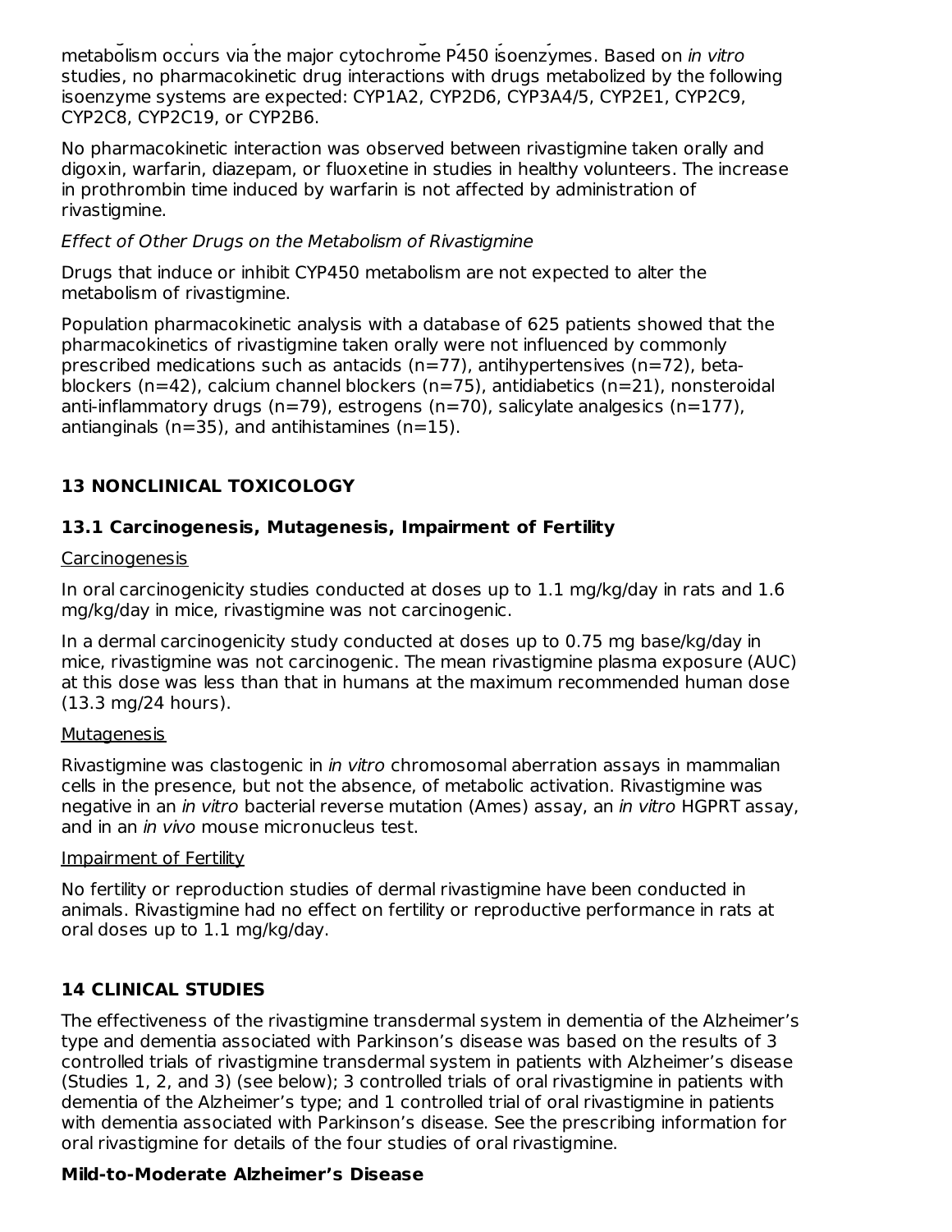metabolism occurs via the major cytochrome P450 isoenzymes. Based on *in vitro* studies, no pharmacokinetic drug interactions with drugs metabolized by the following isoenzyme systems are expected: CYP1A2, CYP2D6, CYP3A4/5, CYP2E1, CYP2C9, CYP2C8, CYP2C19, or CYP2B6.

No pharmacokinetic interaction was observed between rivastigmine taken orally and digoxin, warfarin, diazepam, or fluoxetine in studies in healthy volunteers. The increase in prothrombin time induced by warfarin is not affected by administration of rivastigmine.

*Effect of Other Drugs on the Metabolism of Rivastigmine*

Drugs that induce or inhibit CYP450 metabolism are not expected to alter the metabolism of rivastigmine.

Population pharmacokinetic analysis with a database of 625 patients showed that the pharmacokinetics of rivastigmine taken orally were not influenced by commonly prescribed medications such as antacids (n=77), antihypertensives (n=72), beta-blockers (n=42), calcium channel blockers (n=75), antidiabetics (n=21), nonsteroidal anti-inflammatory drugs (n=79), estrogens (n=70), salicylate analgesics (n=177), antianginals (n=35), and antihistamines (n=15).

## 13 NONCLINICAL TOXICOLOGY

### 13.1 Carcinogenesis, Mutagenesis, Impairment of Fertility

Carcinogenesis

In oral carcinogenicity studies conducted at doses up to 1.1 mg/kg/day in rats and 1.6 mg/kg/day in mice, rivastigmine was not carcinogenic.

In a dermal carcinogenicity study conducted at doses up to 0.75 mg base/kg/day in mice, rivastigmine was not carcinogenic. The mean rivastigmine plasma exposure (AUC) at this dose was less than that in humans at the maximum recommended human dose (13.3 mg/24 hours).

Mutagenesis

Rivastigmine was clastogenic in *in vitro* chromosomal aberration assays in mammalian cells in the presence, but not the absence, of metabolic activation. Rivastigmine was negative in an *in vitro* bacterial reverse mutation (Ames) assay, an *in vitro* HGPRT assay, and in an *in vivo* mouse micronucleus test.

Impairment of Fertility

No fertility or reproduction studies of dermal rivastigmine have been conducted in animals. Rivastigmine had no effect on fertility or reproductive performance in rats at oral doses up to 1.1 mg/kg/day.

## 14 CLINICAL STUDIES

The effectiveness of the rivastigmine transdermal system in dementia of the Alzheimer's type and dementia associated with Parkinson's disease was based on the results of 3 controlled trials of rivastigmine transdermal system in patients with Alzheimer's disease (Studies 1, 2, and 3) (see below); 3 controlled trials of oral rivastigmine in patients with dementia of the Alzheimer's type; and 1 controlled trial of oral rivastigmine in patients with dementia associated with Parkinson's disease. See the prescribing information for oral rivastigmine for details of the four studies of oral rivastigmine.

**Mild-to-Moderate Alzheimer's Disease**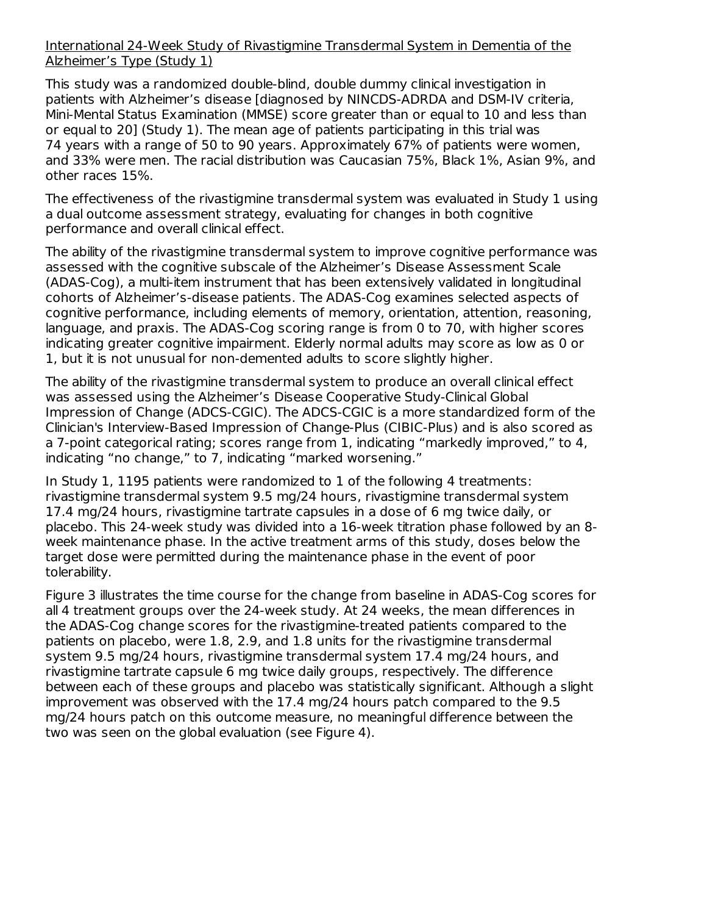International 24-Week Study of Rivastigmine Transdermal System in Dementia of the Alzheimer's Type (Study 1)

This study was a randomized double-blind, double dummy clinical investigation in patients with Alzheimer's disease [diagnosed by NINCDS-ADRDA and DSM-IV criteria, Mini-Mental Status Examination (MMSE) score greater than or equal to 10 and less than or equal to 20] (Study 1). The mean age of patients participating in this trial was 74 years with a range of 50 to 90 years. Approximately 67% of patients were women, and 33% were men. The racial distribution was Caucasian 75%, Black 1%, Asian 9%, and other races 15%.

The effectiveness of the rivastigmine transdermal system was evaluated in Study 1 using a dual outcome assessment strategy, evaluating for changes in both cognitive performance and overall clinical effect.

The ability of the rivastigmine transdermal system to improve cognitive performance was assessed with the cognitive subscale of the Alzheimer's Disease Assessment Scale (ADAS-Cog), a multi-item instrument that has been extensively validated in longitudinal cohorts of Alzheimer's-disease patients. The ADAS-Cog examines selected aspects of cognitive performance, including elements of memory, orientation, attention, reasoning, language, and praxis. The ADAS-Cog scoring range is from 0 to 70, with higher scores indicating greater cognitive impairment. Elderly normal adults may score as low as 0 or 1, but it is not unusual for non-demented adults to score slightly higher.

The ability of the rivastigmine transdermal system to produce an overall clinical effect was assessed using the Alzheimer's Disease Cooperative Study-Clinical Global Impression of Change (ADCS-CGIC). The ADCS-CGIC is a more standardized form of the Clinician's Interview-Based Impression of Change-Plus (CIBIC-Plus) and is also scored as a 7-point categorical rating; scores range from 1, indicating "markedly improved," to 4, indicating "no change," to 7, indicating "marked worsening."

In Study 1, 1195 patients were randomized to 1 of the following 4 treatments: rivastigmine transdermal system 9.5 mg/24 hours, rivastigmine transdermal system 17.4 mg/24 hours, rivastigmine tartrate capsules in a dose of 6 mg twice daily, or placebo. This 24-week study was divided into a 16-week titration phase followed by an 8-week maintenance phase. In the active treatment arms of this study, doses below the target dose were permitted during the maintenance phase in the event of poor tolerability.

Figure 3 illustrates the time course for the change from baseline in ADAS-Cog scores for all 4 treatment groups over the 24-week study. At 24 weeks, the mean differences in the ADAS-Cog change scores for the rivastigmine-treated patients compared to the patients on placebo, were 1.8, 2.9, and 1.8 units for the rivastigmine transdermal system 9.5 mg/24 hours, rivastigmine transdermal system 17.4 mg/24 hours, and rivastigmine tartrate capsule 6 mg twice daily groups, respectively. The difference between each of these groups and placebo was statistically significant. Although a slight improvement was observed with the 17.4 mg/24 hours patch compared to the 9.5 mg/24 hours patch on this outcome measure, no meaningful difference between the two was seen on the global evaluation (see Figure 4).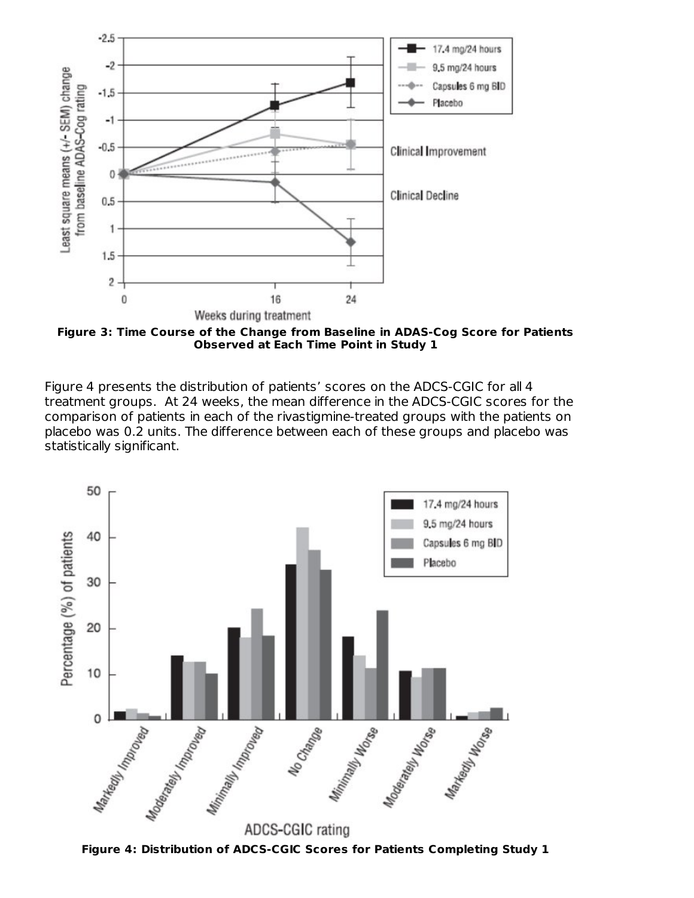**Figure 3: Time Course of the Change from Baseline in ADAS-Cog Score for Patients Observed at Each Time Point in Study 1**

Figure 4 presents the distribution of patients' scores on the ADCS-CGIC for all 4 treatment groups. At 24 weeks, the mean difference in the ADCS-CGIC scores for the comparison of patients in each of the rivastigmine-treated groups with the patients on placebo was 0.2 units. The difference between each of these groups and placebo was statistically significant.

**Figure 4: Distribution of ADCS-CGIC Scores for Patients Completing Study 1**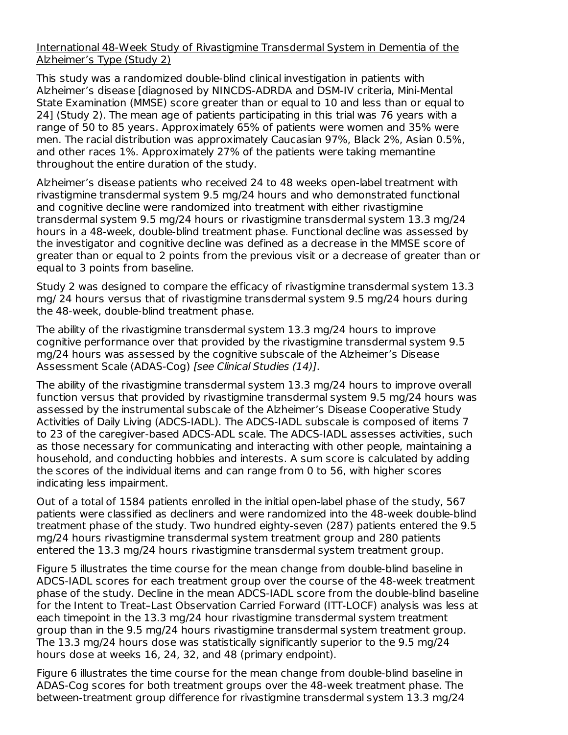International 48-Week Study of Rivastigmine Transdermal System in Dementia of the Alzheimer's Type (Study 2)

This study was a randomized double-blind clinical investigation in patients with Alzheimer's disease [diagnosed by NINCDS-ADRDA and DSM-IV criteria, Mini-Mental State Examination (MMSE) score greater than or equal to 10 and less than or equal to 24] (Study 2). The mean age of patients participating in this trial was 76 years with a range of 50 to 85 years. Approximately 65% of patients were women and 35% were men. The racial distribution was approximately Caucasian 97%, Black 2%, Asian 0.5%, and other races 1%. Approximately 27% of the patients were taking memantine throughout the entire duration of the study.

Alzheimer's disease patients who received 24 to 48 weeks open-label treatment with rivastigmine transdermal system 9.5 mg/24 hours and who demonstrated functional and cognitive decline were randomized into treatment with either rivastigmine transdermal system 9.5 mg/24 hours or rivastigmine transdermal system 13.3 mg/24 hours in a 48-week, double-blind treatment phase. Functional decline was assessed by the investigator and cognitive decline was defined as a decrease in the MMSE score of greater than or equal to 2 points from the previous visit or a decrease of greater than or equal to 3 points from baseline.

Study 2 was designed to compare the efficacy of rivastigmine transdermal system 13.3 mg/ 24 hours versus that of rivastigmine transdermal system 9.5 mg/24 hours during the 48-week, double-blind treatment phase.

The ability of the rivastigmine transdermal system 13.3 mg/24 hours to improve cognitive performance over that provided by the rivastigmine transdermal system 9.5 mg/24 hours was assessed by the cognitive subscale of the Alzheimer's Disease Assessment Scale (ADAS-Cog) *[see Clinical Studies (14)]*.

The ability of the rivastigmine transdermal system 13.3 mg/24 hours to improve overall function versus that provided by rivastigmine transdermal system 9.5 mg/24 hours was assessed by the instrumental subscale of the Alzheimer's Disease Cooperative Study Activities of Daily Living (ADCS-IADL). The ADCS-IADL subscale is composed of items 7 to 23 of the caregiver-based ADCS-ADL scale. The ADCS-IADL assesses activities, such as those necessary for communicating and interacting with other people, maintaining a household, and conducting hobbies and interests. A sum score is calculated by adding the scores of the individual items and can range from 0 to 56, with higher scores indicating less impairment.

Out of a total of 1584 patients enrolled in the initial open-label phase of the study, 567 patients were classified as decliners and were randomized into the 48-week double-blind treatment phase of the study. Two hundred eighty-seven (287) patients entered the 9.5 mg/24 hours rivastigmine transdermal system treatment group and 280 patients entered the 13.3 mg/24 hours rivastigmine transdermal system treatment group.

Figure 5 illustrates the time course for the mean change from double-blind baseline in ADCS-IADL scores for each treatment group over the course of the 48-week treatment phase of the study. Decline in the mean ADCS-IADL score from the double-blind baseline for the Intent to Treat–Last Observation Carried Forward (ITT-LOCF) analysis was less at each timepoint in the 13.3 mg/24 hour rivastigmine transdermal system treatment group than in the 9.5 mg/24 hours rivastigmine transdermal system treatment group. The 13.3 mg/24 hours dose was statistically significantly superior to the 9.5 mg/24 hours dose at weeks 16, 24, 32, and 48 (primary endpoint).

Figure 6 illustrates the time course for the mean change from double-blind baseline in ADAS-Cog scores for both treatment groups over the 48-week treatment phase. The between-treatment group difference for rivastigmine transdermal system 13.3 mg/24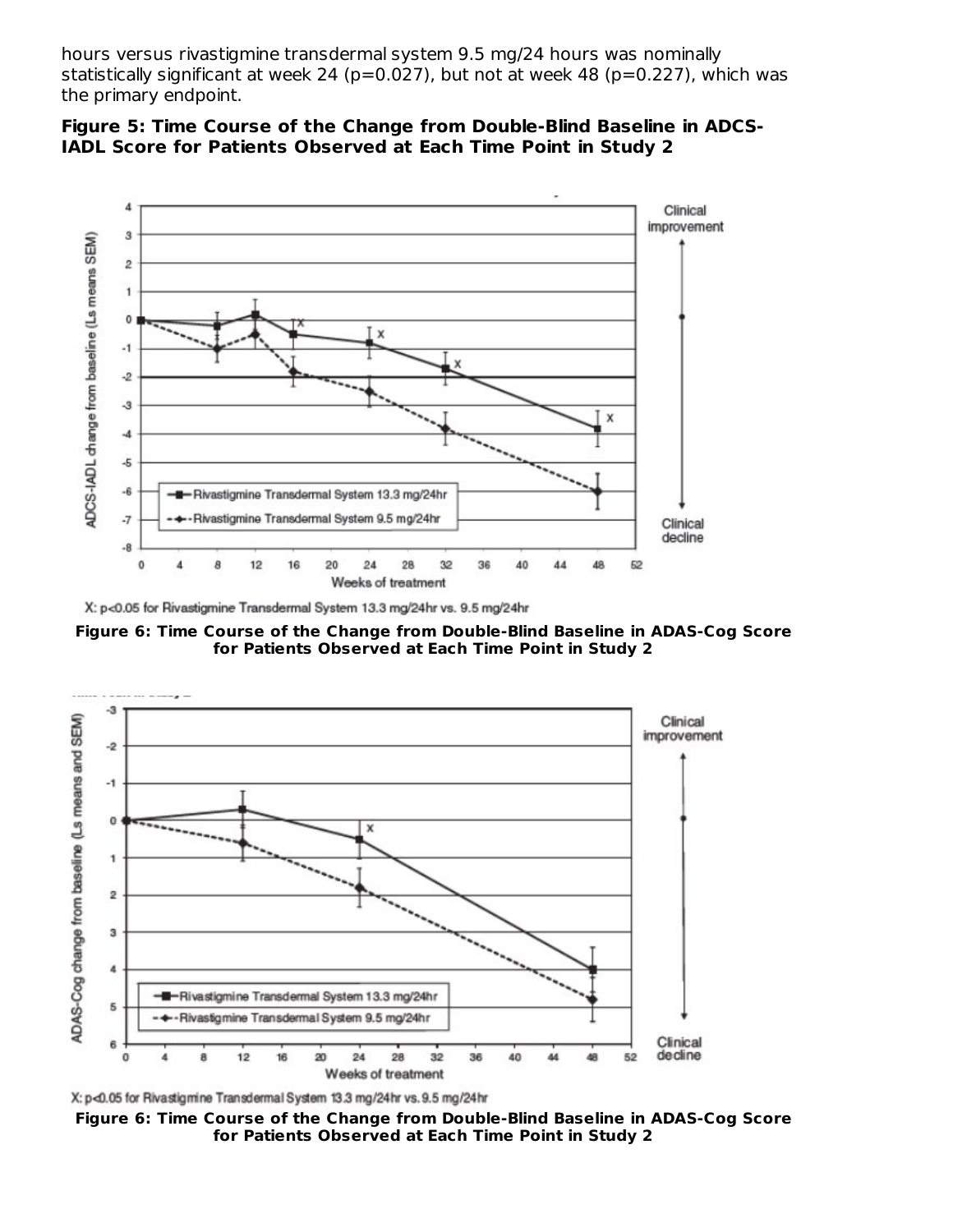hours versus rivastigmine transdermal system 9.5 mg/24 hours was nominally statistically significant at week 24 (p=0.027), but not at week 48 (p=0.227), which was the primary endpoint.

**Figure 5: Time Course of the Change from Double-Blind Baseline in ADCS-IADL Score for Patients Observed at Each Time Point in Study 2**

X: p<0.05 for Rivastigmine Transdermal System 13.3 mg/24hr vs. 9.5 mg/24hr

**Figure 6: Time Course of the Change from Double-Blind Baseline in ADAS-Cog Score for Patients Observed at Each Time Point in Study 2**

X: p<0.05 for Rivastigmine Transdermal System 13.3 mg/24hr vs. 9.5 mg/24hr

**Figure 6: Time Course of the Change from Double-Blind Baseline in ADAS-Cog Score for Patients Observed at Each Time Point in Study 2**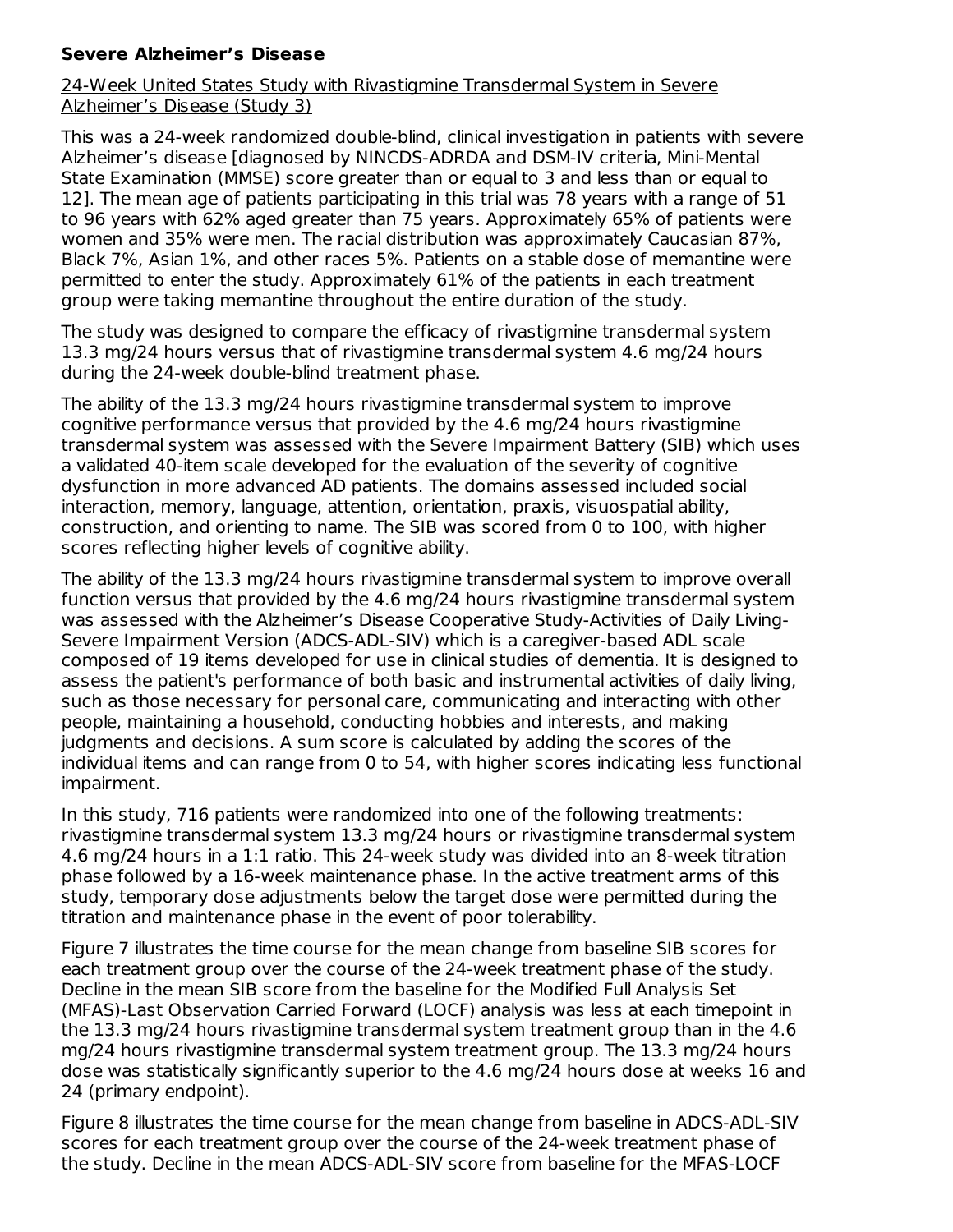**Severe Alzheimer's Disease**

24-Week United States Study with Rivastigmine Transdermal System in Severe Alzheimer's Disease (Study 3)

This was a 24-week randomized double-blind, clinical investigation in patients with severe Alzheimer's disease [diagnosed by NINCDS-ADRDA and DSM-IV criteria, Mini-Mental State Examination (MMSE) score greater than or equal to 3 and less than or equal to 12]. The mean age of patients participating in this trial was 78 years with a range of 51 to 96 years with 62% aged greater than 75 years. Approximately 65% of patients were women and 35% were men. The racial distribution was approximately Caucasian 87%, Black 7%, Asian 1%, and other races 5%. Patients on a stable dose of memantine were permitted to enter the study. Approximately 61% of the patients in each treatment group were taking memantine throughout the entire duration of the study.

The study was designed to compare the efficacy of rivastigmine transdermal system 13.3 mg/24 hours versus that of rivastigmine transdermal system 4.6 mg/24 hours during the 24-week double-blind treatment phase.

The ability of the 13.3 mg/24 hours rivastigmine transdermal system to improve cognitive performance versus that provided by the 4.6 mg/24 hours rivastigmine transdermal system was assessed with the Severe Impairment Battery (SIB) which uses a validated 40-item scale developed for the evaluation of the severity of cognitive dysfunction in more advanced AD patients. The domains assessed included social interaction, memory, language, attention, orientation, praxis, visuospatial ability, construction, and orienting to name. The SIB was scored from 0 to 100, with higher scores reflecting higher levels of cognitive ability.

The ability of the 13.3 mg/24 hours rivastigmine transdermal system to improve overall function versus that provided by the 4.6 mg/24 hours rivastigmine transdermal system was assessed with the Alzheimer's Disease Cooperative Study-Activities of Daily Living-Severe Impairment Version (ADCS-ADL-SIV) which is a caregiver-based ADL scale composed of 19 items developed for use in clinical studies of dementia. It is designed to assess the patient's performance of both basic and instrumental activities of daily living, such as those necessary for personal care, communicating and interacting with other people, maintaining a household, conducting hobbies and interests, and making judgments and decisions. A sum score is calculated by adding the scores of the individual items and can range from 0 to 54, with higher scores indicating less functional impairment.

In this study, 716 patients were randomized into one of the following treatments: rivastigmine transdermal system 13.3 mg/24 hours or rivastigmine transdermal system 4.6 mg/24 hours in a 1:1 ratio. This 24-week study was divided into an 8-week titration phase followed by a 16-week maintenance phase. In the active treatment arms of this study, temporary dose adjustments below the target dose were permitted during the titration and maintenance phase in the event of poor tolerability.

Figure 7 illustrates the time course for the mean change from baseline SIB scores for each treatment group over the course of the 24-week treatment phase of the study. Decline in the mean SIB score from the baseline for the Modified Full Analysis Set (MFAS)-Last Observation Carried Forward (LOCF) analysis was less at each timepoint in the 13.3 mg/24 hours rivastigmine transdermal system treatment group than in the 4.6 mg/24 hours rivastigmine transdermal system treatment group. The 13.3 mg/24 hours dose was statistically significantly superior to the 4.6 mg/24 hours dose at weeks 16 and 24 (primary endpoint).

Figure 8 illustrates the time course for the mean change from baseline in ADCS-ADL-SIV scores for each treatment group over the course of the 24-week treatment phase of the study. Decline in the mean ADCS-ADL-SIV score from baseline for the MFAS-LOCF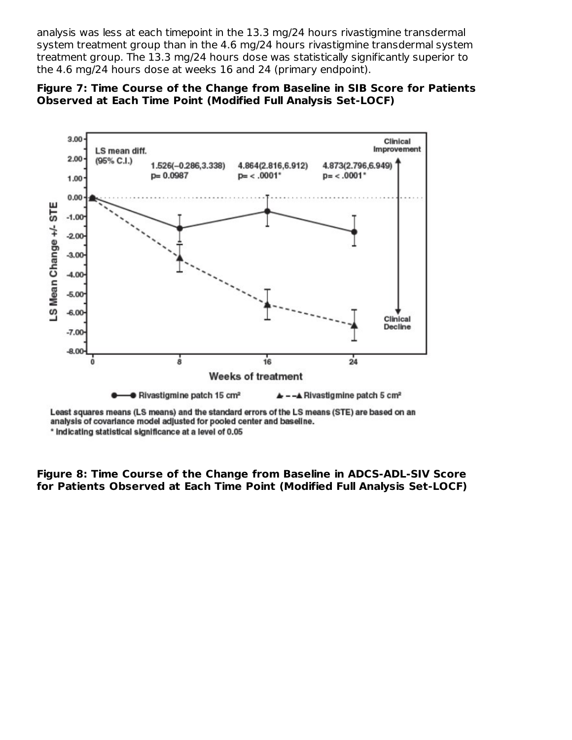analysis was less at each timepoint in the 13.3 mg/24 hours rivastigmine transdermal system treatment group than in the 4.6 mg/24 hours rivastigmine transdermal system treatment group. The 13.3 mg/24 hours dose was statistically significantly superior to the 4.6 mg/24 hours dose at weeks 16 and 24 (primary endpoint).

**Figure 7: Time Course of the Change from Baseline in SIB Score for Patients Observed at Each Time Point (Modified Full Analysis Set-LOCF)**

Least squares means (LS means) and the standard errors of the LS means (STE) are based on an analysis of covariance model adjusted for pooled center and baseline.

* indicating statistical significance at a level of 0.05

**Figure 8: Time Course of the Change from Baseline in ADCS-ADL-SIV Score for Patients Observed at Each Time Point (Modified Full Analysis Set-LOCF)**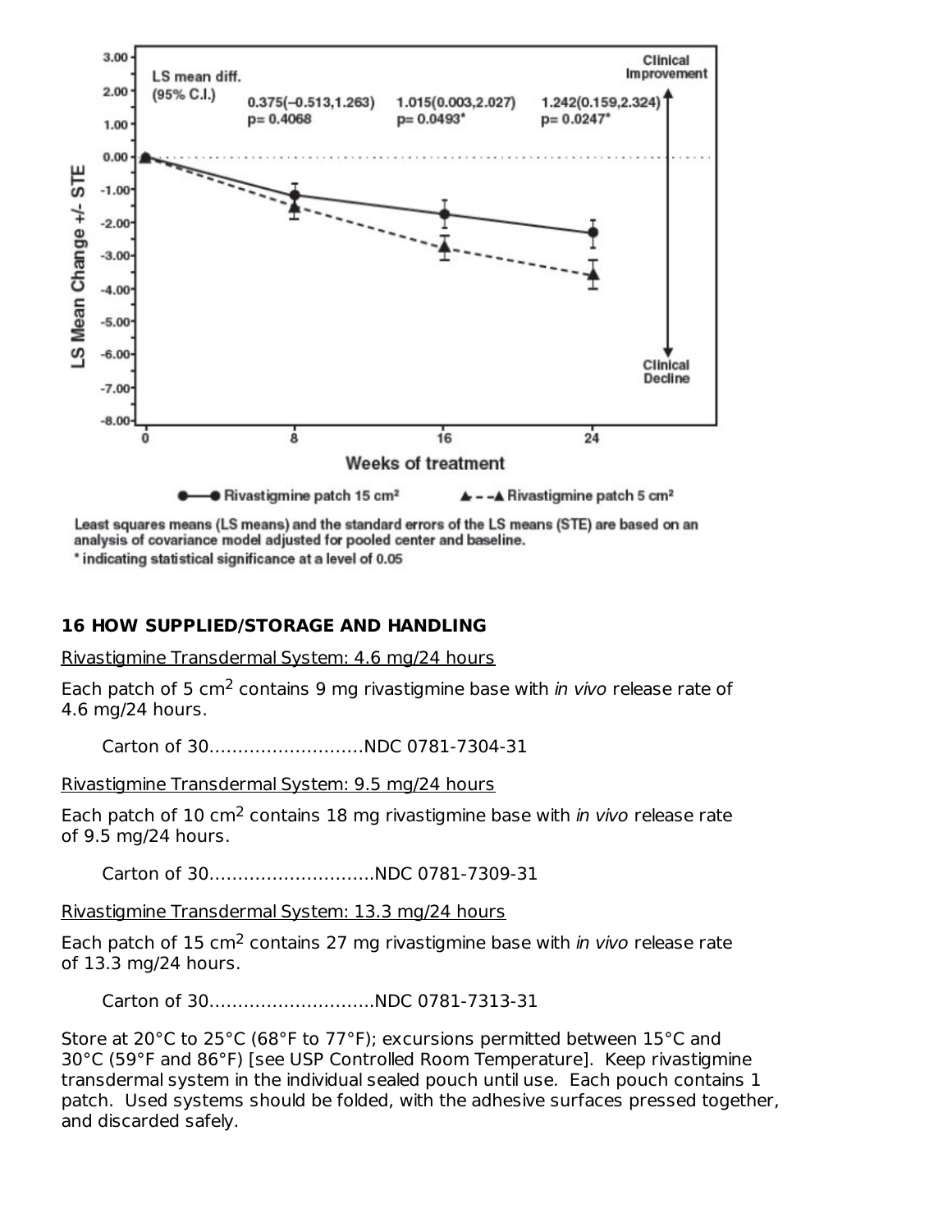Least squares means (LS means) and the standard errors of the LS means (STE) are based on an analysis of covariance model adjusted for pooled center and baseline.

* indicating statistical significance at a level of 0.05

## 16 HOW SUPPLIED/STORAGE AND HANDLING

Rivastigmine Transdermal System: 4.6 mg/24 hours

Each patch of 5 $cm^2$ contains 9 mg rivastigmine base with *in vivo* release rate of 4.6 mg/24 hours.

Carton of 30...........................NDC 0781-7304-31

Rivastigmine Transdermal System: 9.5 mg/24 hours

Each patch of 10 $cm^2$ contains 18 mg rivastigmine base with *in vivo* release rate of 9.5 mg/24 hours.

Carton of 30............................NDC 0781-7309-31

Rivastigmine Transdermal System: 13.3 mg/24 hours

Each patch of 15 $cm^2$ contains 27 mg rivastigmine base with *in vivo* release rate of 13.3 mg/24 hours.

Carton of 30............................NDC 0781-7313-31

Store at 20°C to 25°C (68°F to 77°F); excursions permitted between 15°C and 30°C (59°F and 86°F) [see USP Controlled Room Temperature]. Keep rivastigmine transdermal system in the individual sealed pouch until use. Each pouch contains 1 patch. Used systems should be folded, with the adhesive surfaces pressed together, and discarded safely.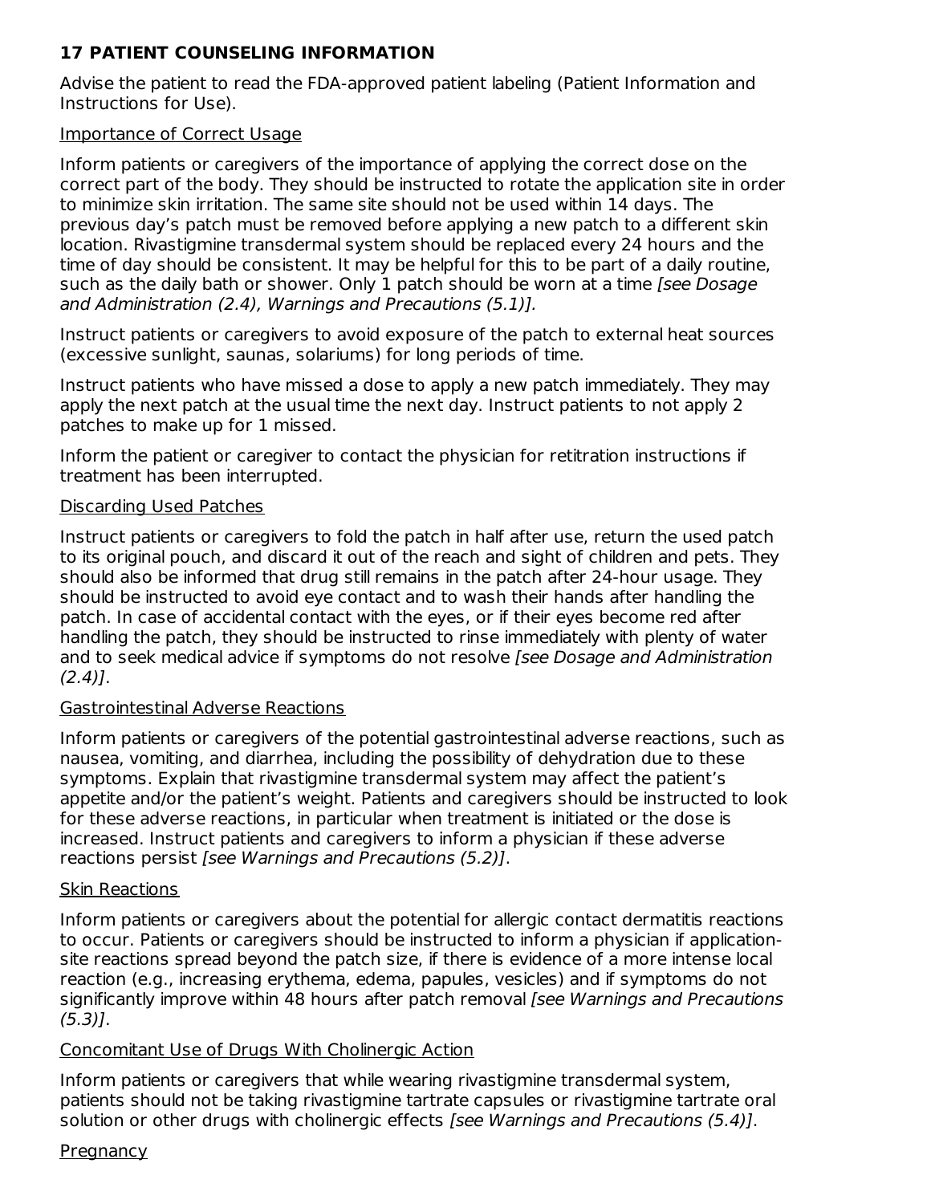## 17 PATIENT COUNSELING INFORMATION

Advise the patient to read the FDA-approved patient labeling (Patient Information and Instructions for Use).

Importance of Correct Usage

Inform patients or caregivers of the importance of applying the correct dose on the correct part of the body. They should be instructed to rotate the application site in order to minimize skin irritation. The same site should not be used within 14 days. The previous day's patch must be removed before applying a new patch to a different skin location. Rivastigmine transdermal system should be replaced every 24 hours and the time of day should be consistent. It may be helpful for this to be part of a daily routine, such as the daily bath or shower. Only 1 patch should be worn at a time *[see Dosage and Administration (2.4), Warnings and Precautions (5.1)].*

Instruct patients or caregivers to avoid exposure of the patch to external heat sources (excessive sunlight, saunas, solariums) for long periods of time.

Instruct patients who have missed a dose to apply a new patch immediately. They may apply the next patch at the usual time the next day. Instruct patients to not apply 2 patches to make up for 1 missed.

Inform the patient or caregiver to contact the physician for retitration instructions if treatment has been interrupted.

Discarding Used Patches

Instruct patients or caregivers to fold the patch in half after use, return the used patch to its original pouch, and discard it out of the reach and sight of children and pets. They should also be informed that drug still remains in the patch after 24-hour usage. They should be instructed to avoid eye contact and to wash their hands after handling the patch. In case of accidental contact with the eyes, or if their eyes become red after handling the patch, they should be instructed to rinse immediately with plenty of water and to seek medical advice if symptoms do not resolve *[see Dosage and Administration (2.4)]*.

Gastrointestinal Adverse Reactions

Inform patients or caregivers of the potential gastrointestinal adverse reactions, such as nausea, vomiting, and diarrhea, including the possibility of dehydration due to these symptoms. Explain that rivastigmine transdermal system may affect the patient's appetite and/or the patient's weight. Patients and caregivers should be instructed to look for these adverse reactions, in particular when treatment is initiated or the dose is increased. Instruct patients and caregivers to inform a physician if these adverse reactions persist *[see Warnings and Precautions (5.2)]*.

Skin Reactions

Inform patients or caregivers about the potential for allergic contact dermatitis reactions to occur. Patients or caregivers should be instructed to inform a physician if application-site reactions spread beyond the patch size, if there is evidence of a more intense local reaction (e.g., increasing erythema, edema, papules, vesicles) and if symptoms do not significantly improve within 48 hours after patch removal *[see Warnings and Precautions (5.3)]*.

Concomitant Use of Drugs With Cholinergic Action

Inform patients or caregivers that while wearing rivastigmine transdermal system, patients should not be taking rivastigmine tartrate capsules or rivastigmine tartrate oral solution or other drugs with cholinergic effects *[see Warnings and Precautions (5.4)]*.

Pregnancy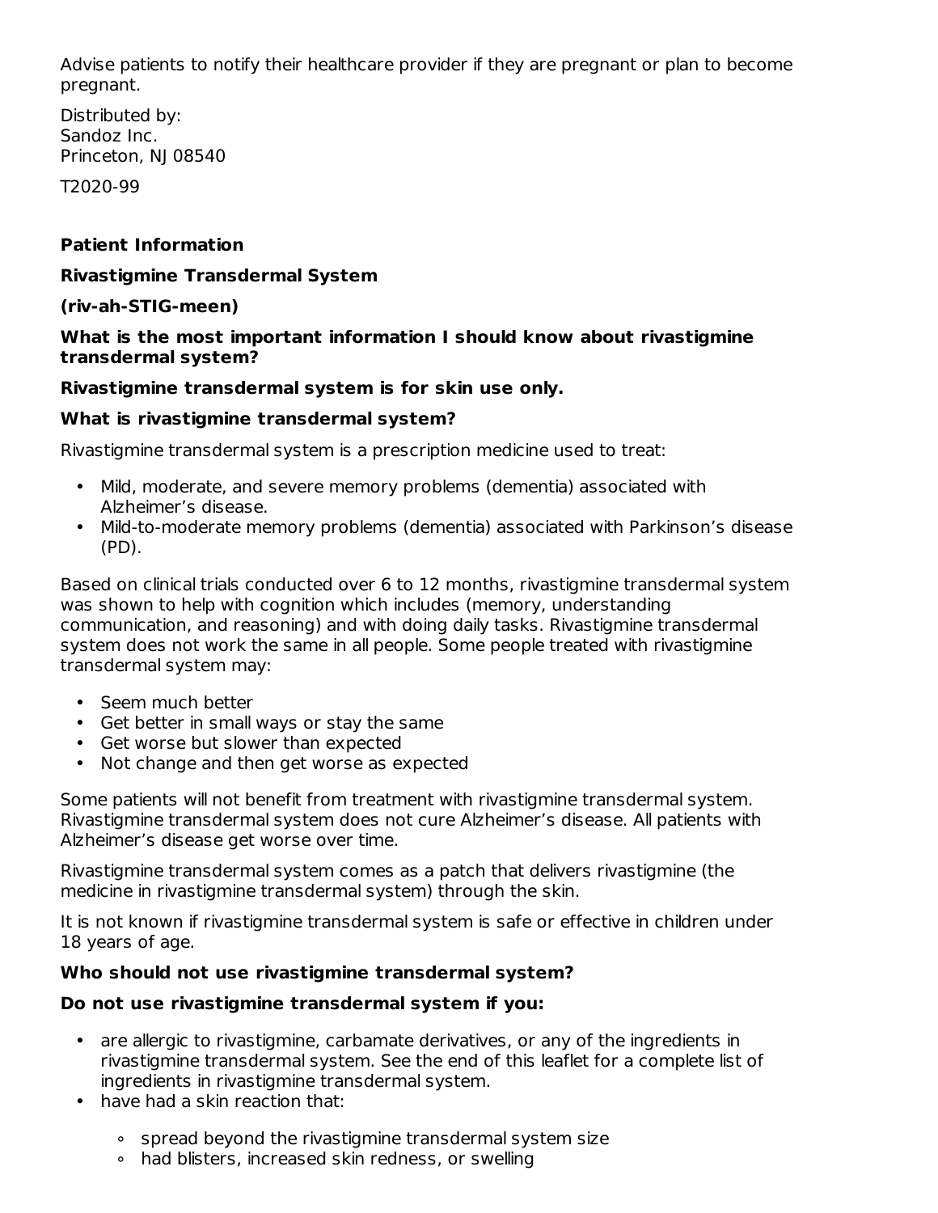Advise patients to notify their healthcare provider if they are pregnant or plan to become pregnant.

Distributed by:
Sandoz Inc.
Princeton, NJ 08540

T2020-99

## Patient Information

**Rivastigmine Transdermal System**

**(riv-ah-STIG-meen)**

### What is the most important information I should know about rivastigmine transdermal system?

**Rivastigmine transdermal system is for skin use only.**

### What is rivastigmine transdermal system?

Rivastigmine transdermal system is a prescription medicine used to treat:

- Mild, moderate, and severe memory problems (dementia) associated with Alzheimer's disease.
- Mild-to-moderate memory problems (dementia) associated with Parkinson's disease (PD).

Based on clinical trials conducted over 6 to 12 months, rivastigmine transdermal system was shown to help with cognition which includes (memory, understanding communication, and reasoning) and with doing daily tasks. Rivastigmine transdermal system does not work the same in all people. Some people treated with rivastigmine transdermal system may:

- Seem much better
- Get better in small ways or stay the same
- Get worse but slower than expected
- Not change and then get worse as expected

Some patients will not benefit from treatment with rivastigmine transdermal system. Rivastigmine transdermal system does not cure Alzheimer's disease. All patients with Alzheimer's disease get worse over time.

Rivastigmine transdermal system comes as a patch that delivers rivastigmine (the medicine in rivastigmine transdermal system) through the skin.

It is not known if rivastigmine transdermal system is safe or effective in children under 18 years of age.

### Who should not use rivastigmine transdermal system?

**Do not use rivastigmine transdermal system if you:**

- are allergic to rivastigmine, carbamate derivatives, or any of the ingredients in rivastigmine transdermal system. See the end of this leaflet for a complete list of ingredients in rivastigmine transdermal system.
- have had a skin reaction that:
  - spread beyond the rivastigmine transdermal system size
  - had blisters, increased skin redness, or swelling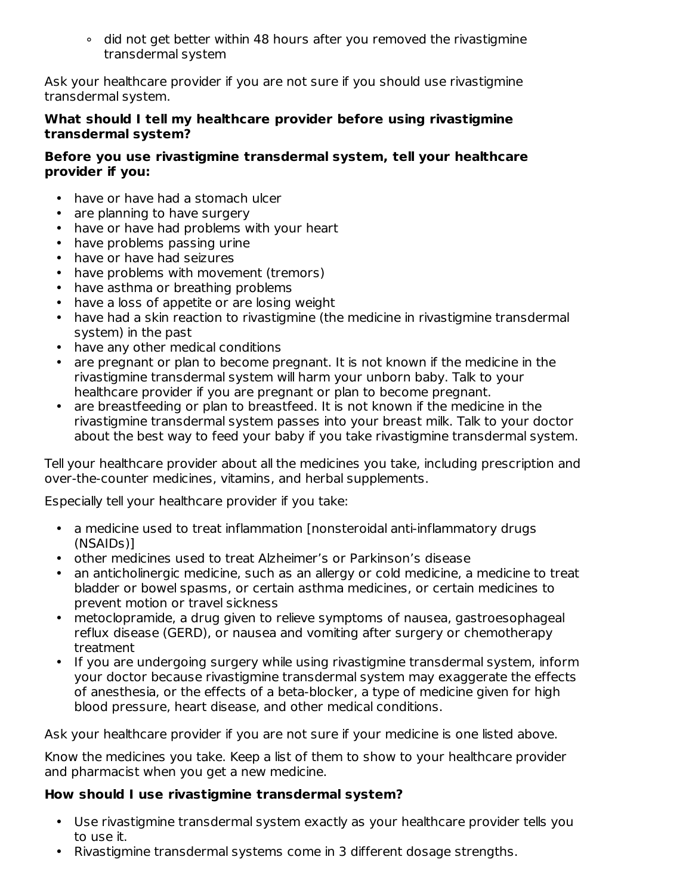- did not get better within 48 hours after you removed the rivastigmine transdermal system

Ask your healthcare provider if you are not sure if you should use rivastigmine transdermal system.

**What should I tell my healthcare provider before using rivastigmine transdermal system?**

**Before you use rivastigmine transdermal system, tell your healthcare provider if you:**

- have or have had a stomach ulcer
- are planning to have surgery
- have or have had problems with your heart
- have problems passing urine
- have or have had seizures
- have problems with movement (tremors)
- have asthma or breathing problems
- have a loss of appetite or are losing weight
- have had a skin reaction to rivastigmine (the medicine in rivastigmine transdermal system) in the past
- have any other medical conditions
- are pregnant or plan to become pregnant. It is not known if the medicine in the rivastigmine transdermal system will harm your unborn baby. Talk to your healthcare provider if you are pregnant or plan to become pregnant.
- are breastfeeding or plan to breastfeed. It is not known if the medicine in the rivastigmine transdermal system passes into your breast milk. Talk to your doctor about the best way to feed your baby if you take rivastigmine transdermal system.

Tell your healthcare provider about all the medicines you take, including prescription and over-the-counter medicines, vitamins, and herbal supplements.

Especially tell your healthcare provider if you take:

- a medicine used to treat inflammation [nonsteroidal anti-inflammatory drugs (NSAIDs)]
- other medicines used to treat Alzheimer's or Parkinson's disease
- an anticholinergic medicine, such as an allergy or cold medicine, a medicine to treat bladder or bowel spasms, or certain asthma medicines, or certain medicines to prevent motion or travel sickness
- metoclopramide, a drug given to relieve symptoms of nausea, gastroesophageal reflux disease (GERD), or nausea and vomiting after surgery or chemotherapy treatment
- If you are undergoing surgery while using rivastigmine transdermal system, inform your doctor because rivastigmine transdermal system may exaggerate the effects of anesthesia, or the effects of a beta-blocker, a type of medicine given for high blood pressure, heart disease, and other medical conditions.

Ask your healthcare provider if you are not sure if your medicine is one listed above.

Know the medicines you take. Keep a list of them to show to your healthcare provider and pharmacist when you get a new medicine.

**How should I use rivastigmine transdermal system?**

- Use rivastigmine transdermal system exactly as your healthcare provider tells you to use it.
- Rivastigmine transdermal systems come in 3 different dosage strengths.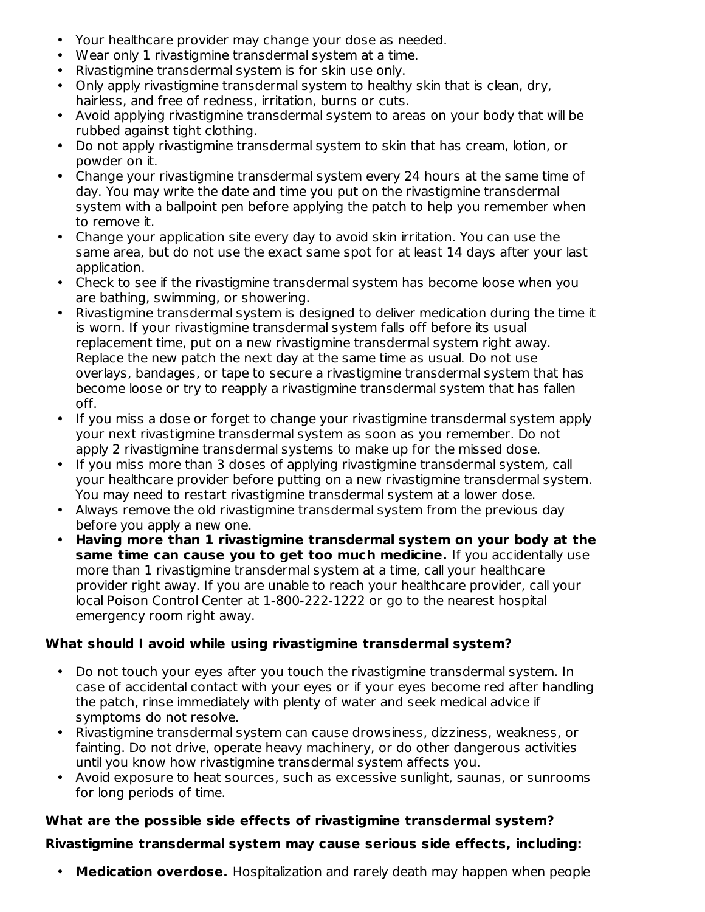- Your healthcare provider may change your dose as needed.
- Wear only 1 rivastigmine transdermal system at a time.
- Rivastigmine transdermal system is for skin use only.
- Only apply rivastigmine transdermal system to healthy skin that is clean, dry, hairless, and free of redness, irritation, burns or cuts.
- Avoid applying rivastigmine transdermal system to areas on your body that will be rubbed against tight clothing.
- Do not apply rivastigmine transdermal system to skin that has cream, lotion, or powder on it.
- Change your rivastigmine transdermal system every 24 hours at the same time of day. You may write the date and time you put on the rivastigmine transdermal system with a ballpoint pen before applying the patch to help you remember when to remove it.
- Change your application site every day to avoid skin irritation. You can use the same area, but do not use the exact same spot for at least 14 days after your last application.
- Check to see if the rivastigmine transdermal system has become loose when you are bathing, swimming, or showering.
- Rivastigmine transdermal system is designed to deliver medication during the time it is worn. If your rivastigmine transdermal system falls off before its usual replacement time, put on a new rivastigmine transdermal system right away. Replace the new patch the next day at the same time as usual. Do not use overlays, bandages, or tape to secure a rivastigmine transdermal system that has become loose or try to reapply a rivastigmine transdermal system that has fallen off.
- If you miss a dose or forget to change your rivastigmine transdermal system apply your next rivastigmine transdermal system as soon as you remember. Do not apply 2 rivastigmine transdermal systems to make up for the missed dose.
- If you miss more than 3 doses of applying rivastigmine transdermal system, call your healthcare provider before putting on a new rivastigmine transdermal system. You may need to restart rivastigmine transdermal system at a lower dose.
- Always remove the old rivastigmine transdermal system from the previous day before you apply a new one.
- **Having more than 1 rivastigmine transdermal system on your body at the same time can cause you to get too much medicine.** If you accidentally use more than 1 rivastigmine transdermal system at a time, call your healthcare provider right away. If you are unable to reach your healthcare provider, call your local Poison Control Center at 1-800-222-1222 or go to the nearest hospital emergency room right away.

**What should I avoid while using rivastigmine transdermal system?**

- Do not touch your eyes after you touch the rivastigmine transdermal system. In case of accidental contact with your eyes or if your eyes become red after handling the patch, rinse immediately with plenty of water and seek medical advice if symptoms do not resolve.
- Rivastigmine transdermal system can cause drowsiness, dizziness, weakness, or fainting. Do not drive, operate heavy machinery, or do other dangerous activities until you know how rivastigmine transdermal system affects you.
- Avoid exposure to heat sources, such as excessive sunlight, saunas, or sunrooms for long periods of time.

**What are the possible side effects of rivastigmine transdermal system?**

**Rivastigmine transdermal system may cause serious side effects, including:**

- **Medication overdose.** Hospitalization and rarely death may happen when people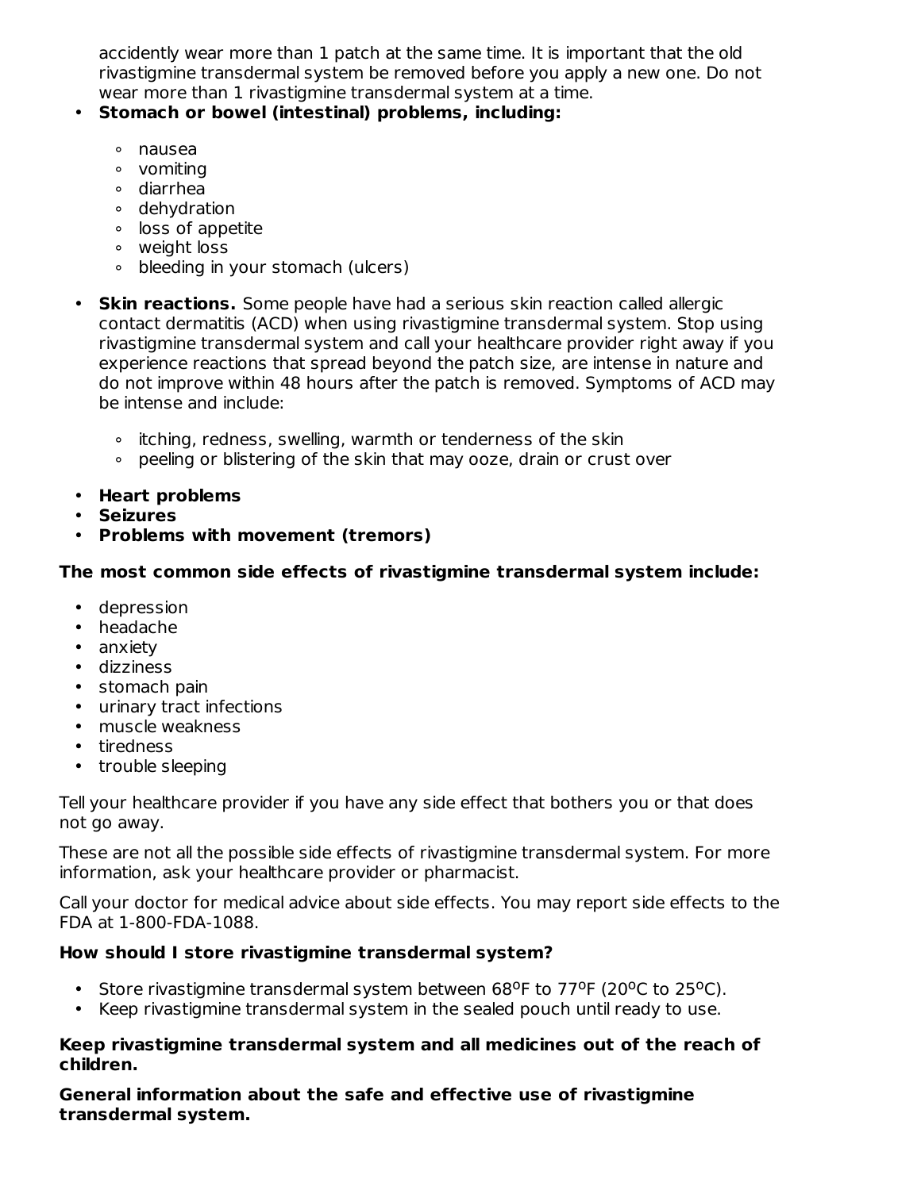accidently wear more than 1 patch at the same time. It is important that the old rivastigmine transdermal system be removed before you apply a new one. Do not wear more than 1 rivastigmine transdermal system at a time.

- **Stomach or bowel (intestinal) problems, including:**
    - nausea
    - vomiting
    - diarrhea
    - dehydration
    - loss of appetite
    - weight loss
    - bleeding in your stomach (ulcers)
- **Skin reactions.** Some people have had a serious skin reaction called allergic contact dermatitis (ACD) when using rivastigmine transdermal system. Stop using rivastigmine transdermal system and call your healthcare provider right away if you experience reactions that spread beyond the patch size, are intense in nature and do not improve within 48 hours after the patch is removed. Symptoms of ACD may be intense and include:
    - itching, redness, swelling, warmth or tenderness of the skin
    - peeling or blistering of the skin that may ooze, drain or crust over
- **Heart problems**
- **Seizures**
- **Problems with movement (tremors)**

**The most common side effects of rivastigmine transdermal system include:**

- depression
- headache
- anxiety
- dizziness
- stomach pain
- urinary tract infections
- muscle weakness
- tiredness
- trouble sleeping

Tell your healthcare provider if you have any side effect that bothers you or that does not go away.

These are not all the possible side effects of rivastigmine transdermal system. For more information, ask your healthcare provider or pharmacist.

Call your doctor for medical advice about side effects. You may report side effects to the FDA at 1-800-FDA-1088.

**How should I store rivastigmine transdermal system?**

- Store rivastigmine transdermal system between 68ºF to 77ºF (20ºC to 25ºC).
- Keep rivastigmine transdermal system in the sealed pouch until ready to use.

**Keep rivastigmine transdermal system and all medicines out of the reach of children.**

**General information about the safe and effective use of rivastigmine transdermal system.**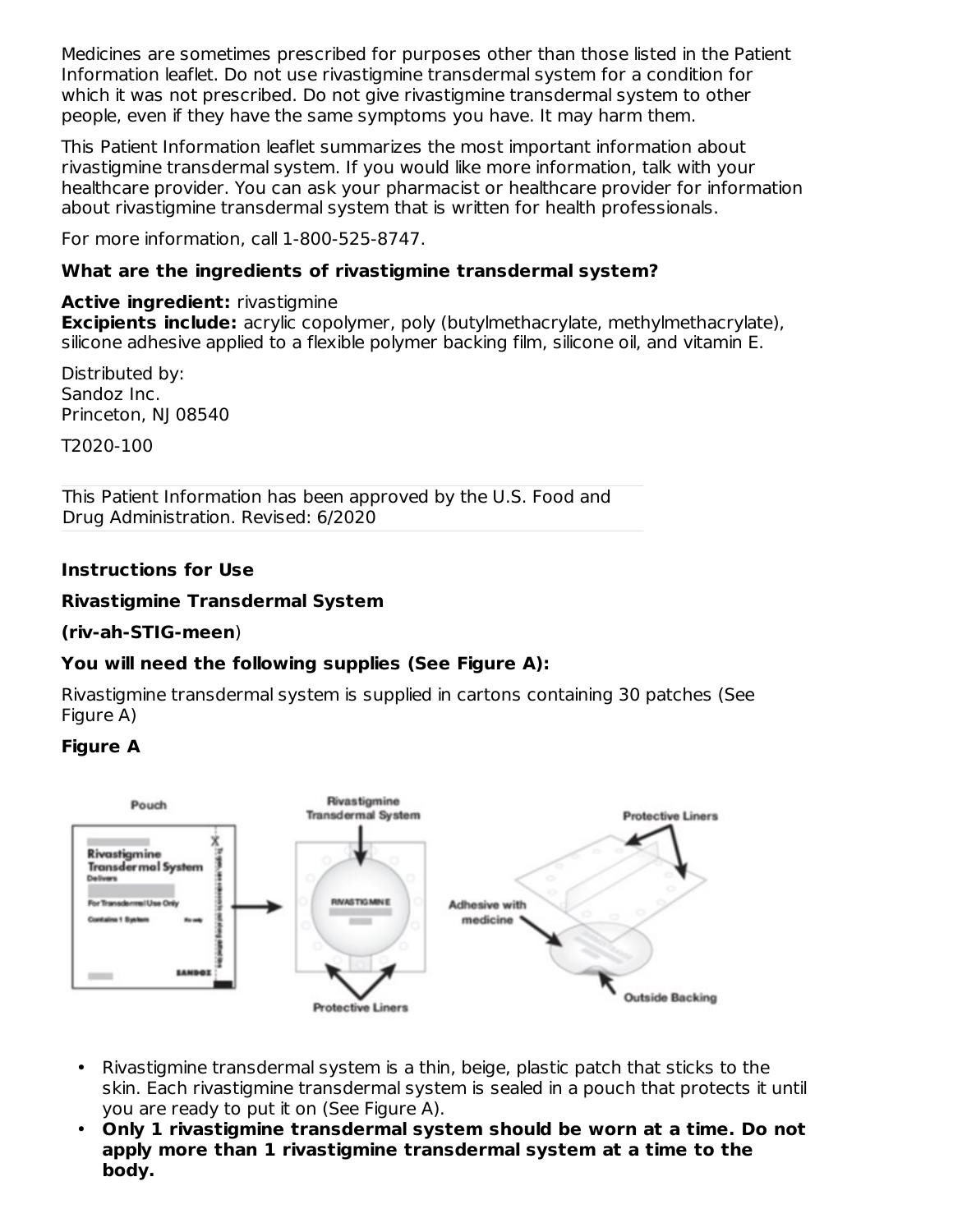Medicines are sometimes prescribed for purposes other than those listed in the Patient Information leaflet. Do not use rivastigmine transdermal system for a condition for which it was not prescribed. Do not give rivastigmine transdermal system to other people, even if they have the same symptoms you have. It may harm them.

This Patient Information leaflet summarizes the most important information about rivastigmine transdermal system. If you would like more information, talk with your healthcare provider. You can ask your pharmacist or healthcare provider for information about rivastigmine transdermal system that is written for health professionals.

For more information, call 1-800-525-8747.

**What are the ingredients of rivastigmine transdermal system?**

**Active ingredient:** rivastigmine
**Excipients include:** acrylic copolymer, poly (butylmethacrylate, methylmethacrylate), silicone adhesive applied to a flexible polymer backing film, silicone oil, and vitamin E.

Distributed by:
Sandoz Inc.
Princeton, NJ 08540

T2020-100

This Patient Information has been approved by the U.S. Food and Drug Administration. Revised: 6/2020

**Instructions for Use**

**Rivastigmine Transdermal System**

**(riv-ah-STIG-meen)**

**You will need the following supplies (See Figure A):**

Rivastigmine transdermal system is supplied in cartons containing 30 patches (See Figure A)

**Figure A**

- Rivastigmine transdermal system is a thin, beige, plastic patch that sticks to the skin. Each rivastigmine transdermal system is sealed in a pouch that protects it until you are ready to put it on (See Figure A).
- **Only 1 rivastigmine transdermal system should be worn at a time. Do not apply more than 1 rivastigmine transdermal system at a time to the body.**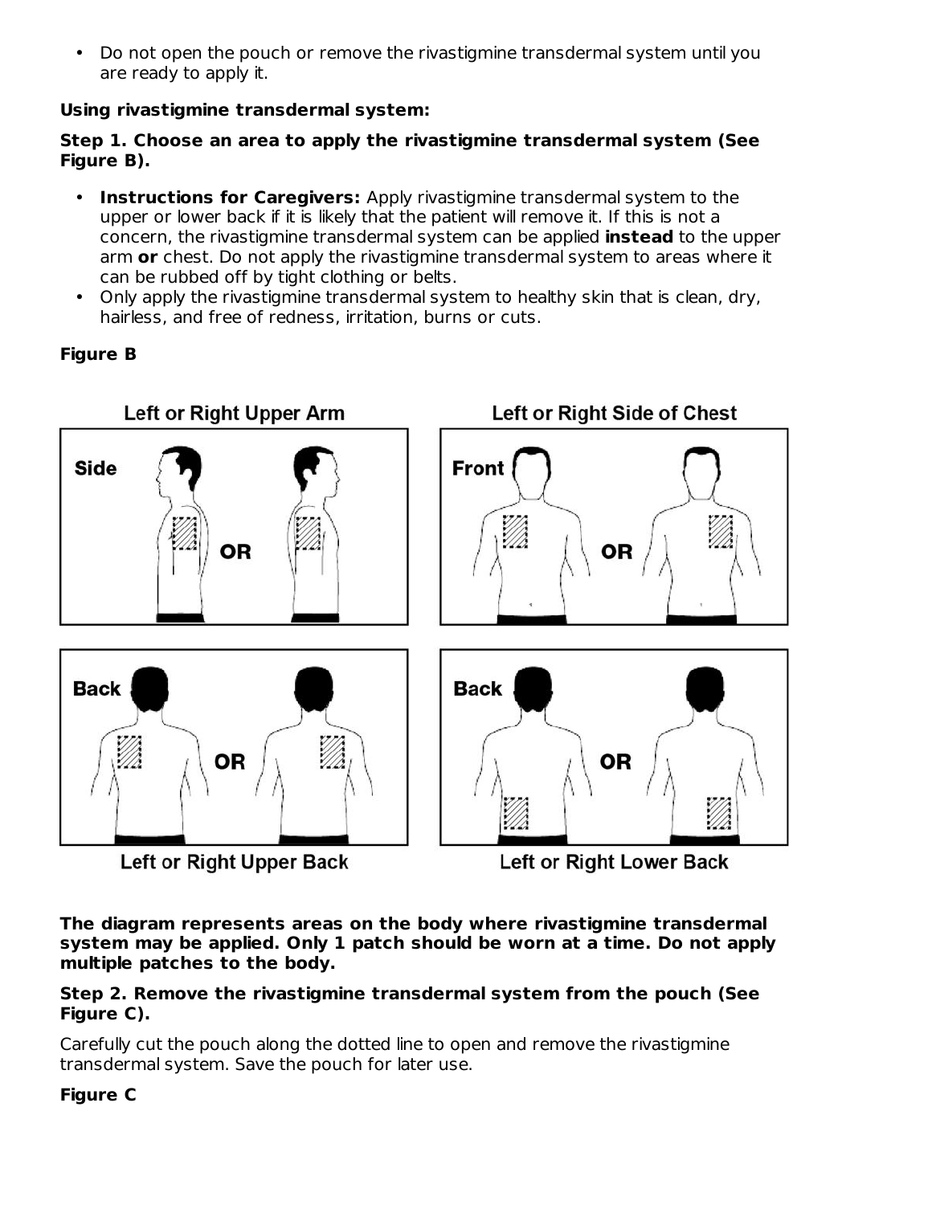- Do not open the pouch or remove the rivastigmine transdermal system until you are ready to apply it.

**Using rivastigmine transdermal system:**

**Step 1. Choose an area to apply the rivastigmine transdermal system (See Figure B).**

- **Instructions for Caregivers:** Apply rivastigmine transdermal system to the upper or lower back if it is likely that the patient will remove it. If this is not a concern, the rivastigmine transdermal system can be applied **instead** to the upper arm **or** chest. Do not apply the rivastigmine transdermal system to areas where it can be rubbed off by tight clothing or belts.
- Only apply the rivastigmine transdermal system to healthy skin that is clean, dry, hairless, and free of redness, irritation, burns or cuts.

**Figure B**

Left or Right Upper Arm

Left or Right Side of Chest

Left or Right Upper Back

Left or Right Lower Back

**The diagram represents areas on the body where rivastigmine transdermal system may be applied. Only 1 patch should be worn at a time. Do not apply multiple patches to the body.**

**Step 2. Remove the rivastigmine transdermal system from the pouch (See Figure C).**

Carefully cut the pouch along the dotted line to open and remove the rivastigmine transdermal system. Save the pouch for later use.

**Figure C**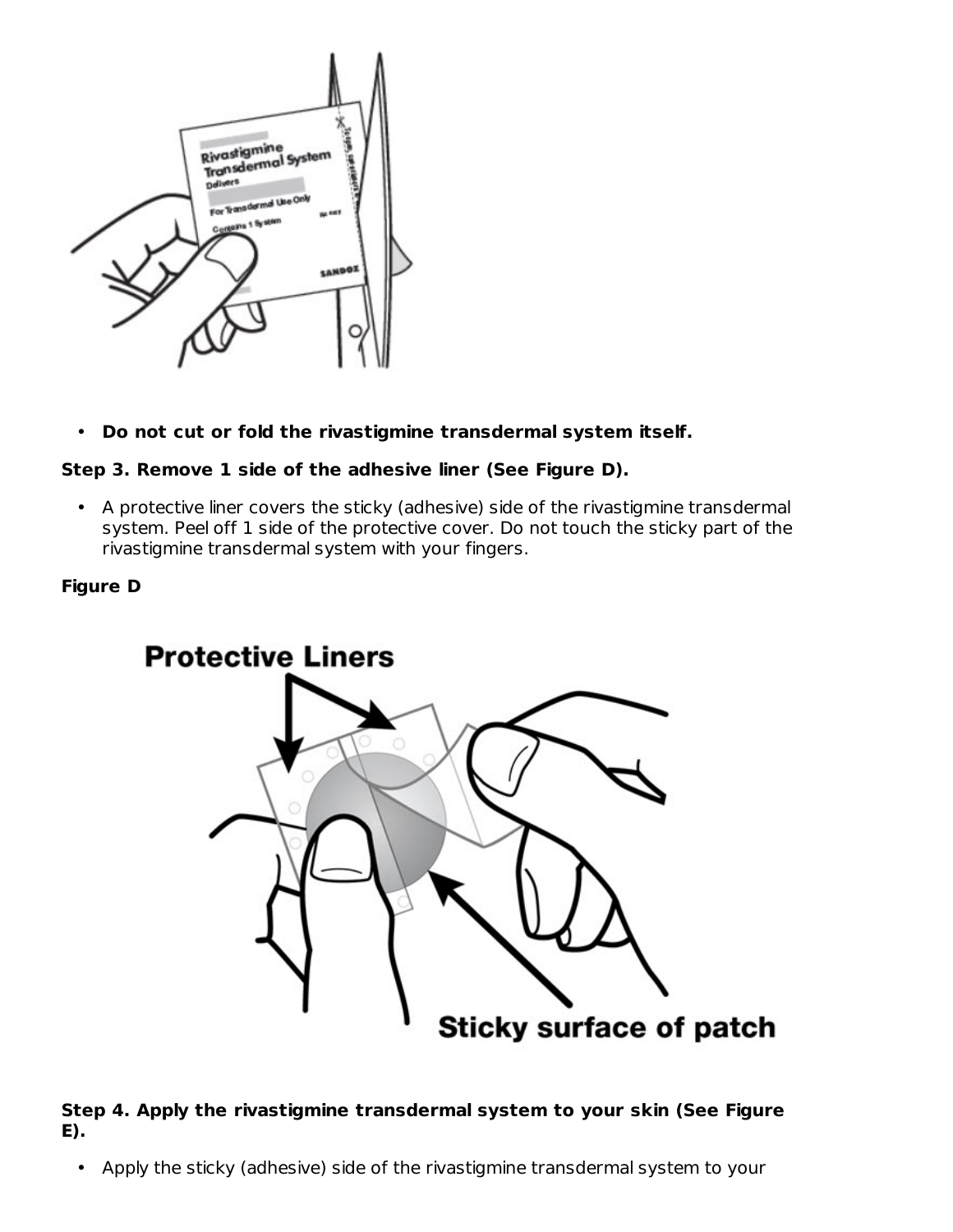- **Do not cut or fold the rivastigmine transdermal system itself.**

**Step 3. Remove 1 side of the adhesive liner (See Figure D).**

- A protective liner covers the sticky (adhesive) side of the rivastigmine transdermal system. Peel off 1 side of the protective cover. Do not touch the sticky part of the rivastigmine transdermal system with your fingers.

**Figure D**

**Step 4. Apply the rivastigmine transdermal system to your skin (See Figure E).**

- Apply the sticky (adhesive) side of the rivastigmine transdermal system to your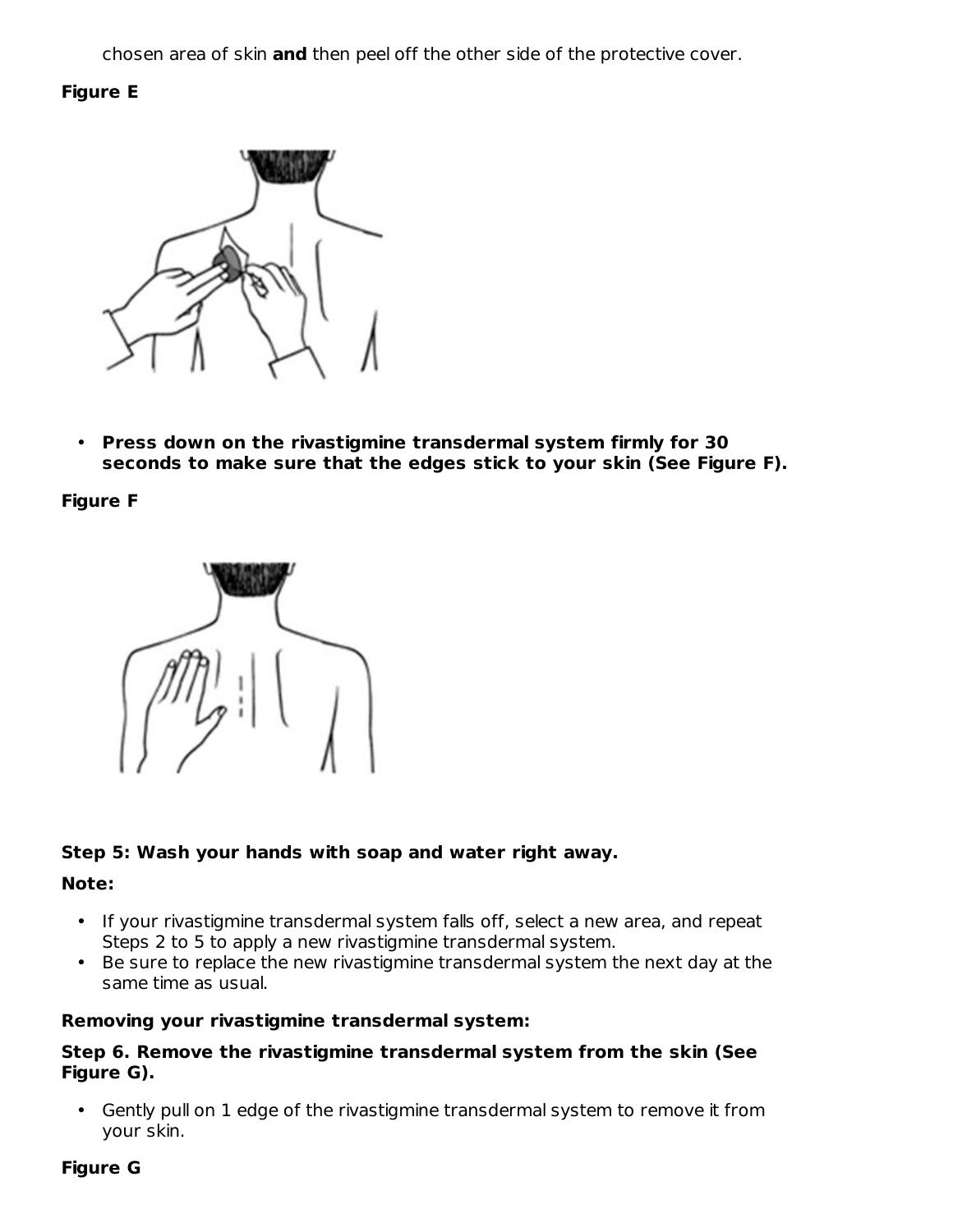chosen area of skin **and** then peel off the other side of the protective cover.

**Figure E**

- **Press down on the rivastigmine transdermal system firmly for 30 seconds to make sure that the edges stick to your skin (See Figure F).**

**Figure F**

**Step 5: Wash your hands with soap and water right away.**

**Note:**

- If your rivastigmine transdermal system falls off, select a new area, and repeat Steps 2 to 5 to apply a new rivastigmine transdermal system.
- Be sure to replace the new rivastigmine transdermal system the next day at the same time as usual.

**Removing your rivastigmine transdermal system:**

**Step 6. Remove the rivastigmine transdermal system from the skin (See Figure G).**

- Gently pull on 1 edge of the rivastigmine transdermal system to remove it from your skin.

**Figure G**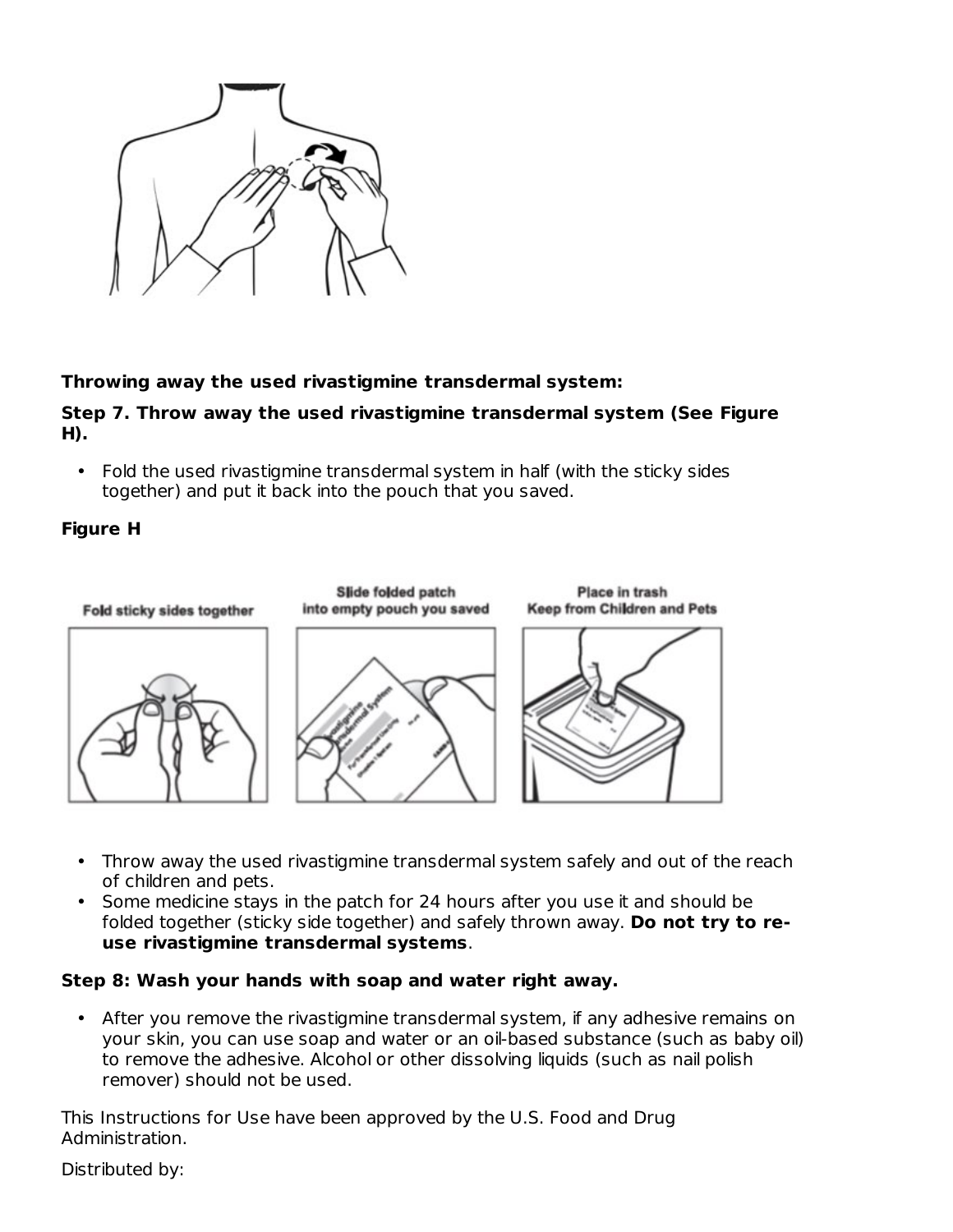**Throwing away the used rivastigmine transdermal system:**

**Step 7. Throw away the used rivastigmine transdermal system (See Figure H).**

- Fold the used rivastigmine transdermal system in half (with the sticky sides together) and put it back into the pouch that you saved.

**Figure H**

- Throw away the used rivastigmine transdermal system safely and out of the reach of children and pets.
- Some medicine stays in the patch for 24 hours after you use it and should be folded together (sticky side together) and safely thrown away. **Do not try to re-use rivastigmine transdermal systems**.

**Step 8: Wash your hands with soap and water right away.**

- After you remove the rivastigmine transdermal system, if any adhesive remains on your skin, you can use soap and water or an oil-based substance (such as baby oil) to remove the adhesive. Alcohol or other dissolving liquids (such as nail polish remover) should not be used.

This Instructions for Use have been approved by the U.S. Food and Drug Administration.

Distributed by: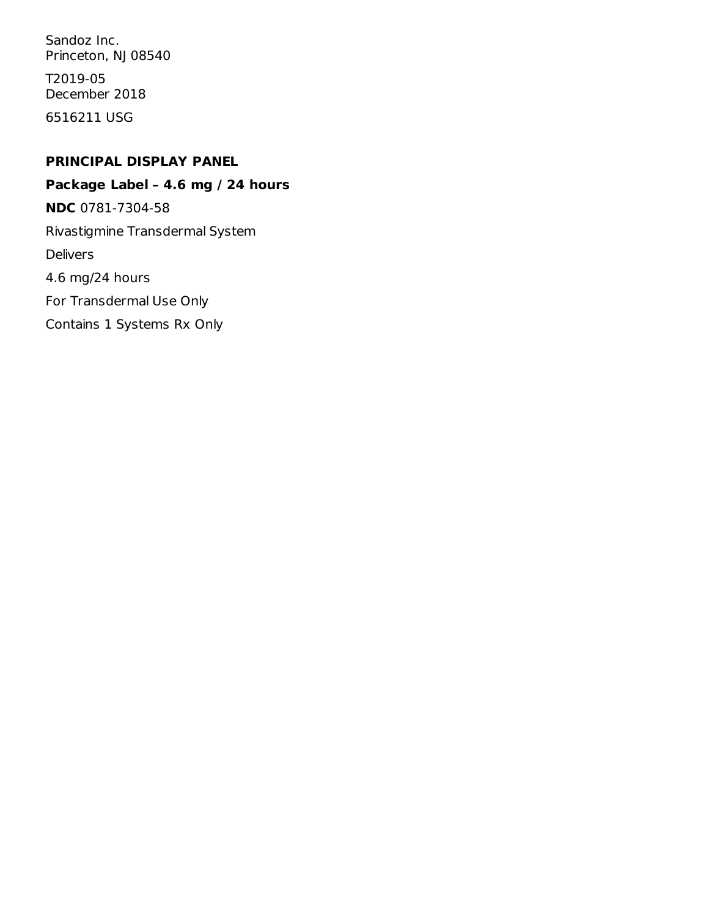Sandoz Inc.
Princeton, NJ 08540

T2019-05
December 2018

6516211 USG

## PRINCIPAL DISPLAY PANEL

**Package Label – 4.6 mg / 24 hours**

**NDC** 0781-7304-58

Rivastigmine Transdermal System

Delivers

4.6 mg/24 hours

For Transdermal Use Only

Contains 1 Systems Rx Only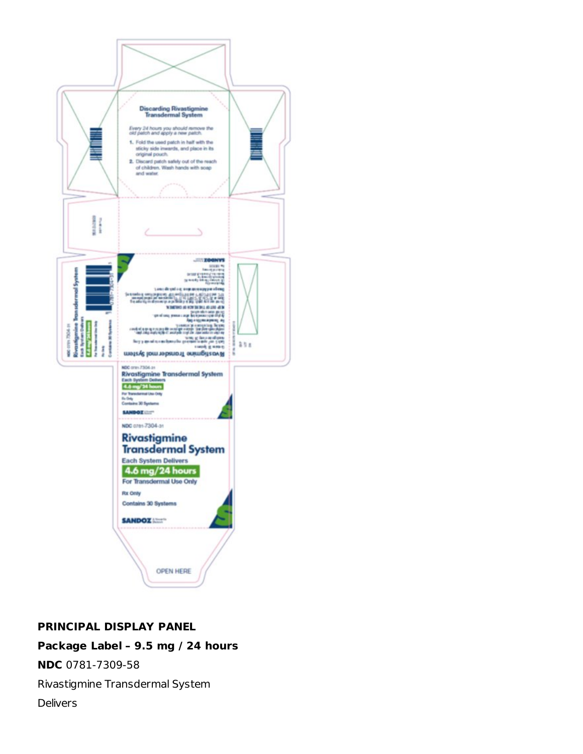Discarding Rivastigmine Transdermal System

*Every 24 hours you should remove the old patch and apply a new patch.*

1. Fold the used patch in half with the sticky side inwards, and place in its original pouch.
2. Discard patch safely out of the reach of children. Wash hands with soap and water.

NDC 0781-7304-31
Rivastigmine Transdermal System
Each System Delivers
4.6 mg/24 hours
For Transdermal Use Only
Rx Only
Contains 30 Systems
SANDOZ

NDC 0781-7304-31
Rivastigmine Transdermal System
Each System Delivers
4.6 mg/24 hours
For Transdermal Use Only
Rx Only
Contains 30 Systems
SANDOZ

OPEN HERE

**PRINCIPAL DISPLAY PANEL**

**Package Label – 9.5 mg / 24 hours**

**NDC** 0781-7309-58

Rivastigmine Transdermal System

Delivers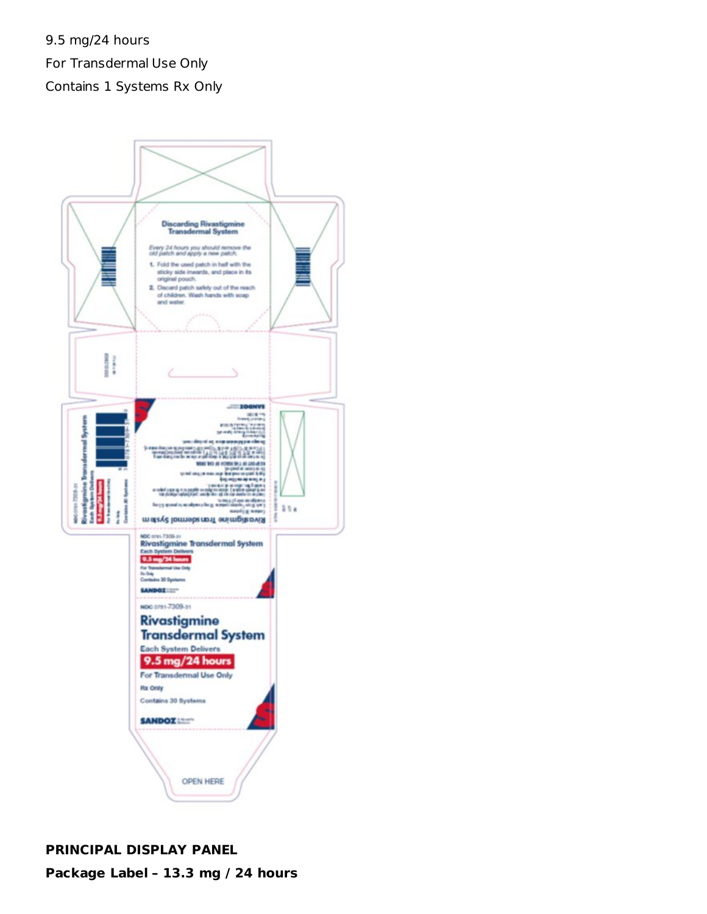9.5 mg/24 hours

For Transdermal Use Only

Contains 1 Systems Rx Only

Discarding Rivastigmine Transdermal System

*Every 24 hours you should remove the old patch and apply a new patch.*

1. Fold the used patch in half with the sticky side inwards, and place in its original pouch.
2. Discard patch safely out of the reach of children. Wash hands with soap and water.

NDC 0781-7309-31

Rivastigmine Transdermal System

Each System Delivers

9.5 mg/24 hours

For Transdermal Use Only

Rx Only

Contains 30 Systems

SANDOZ

OPEN HERE

**PRINCIPAL DISPLAY PANEL**

**Package Label – 13.3 mg / 24 hours**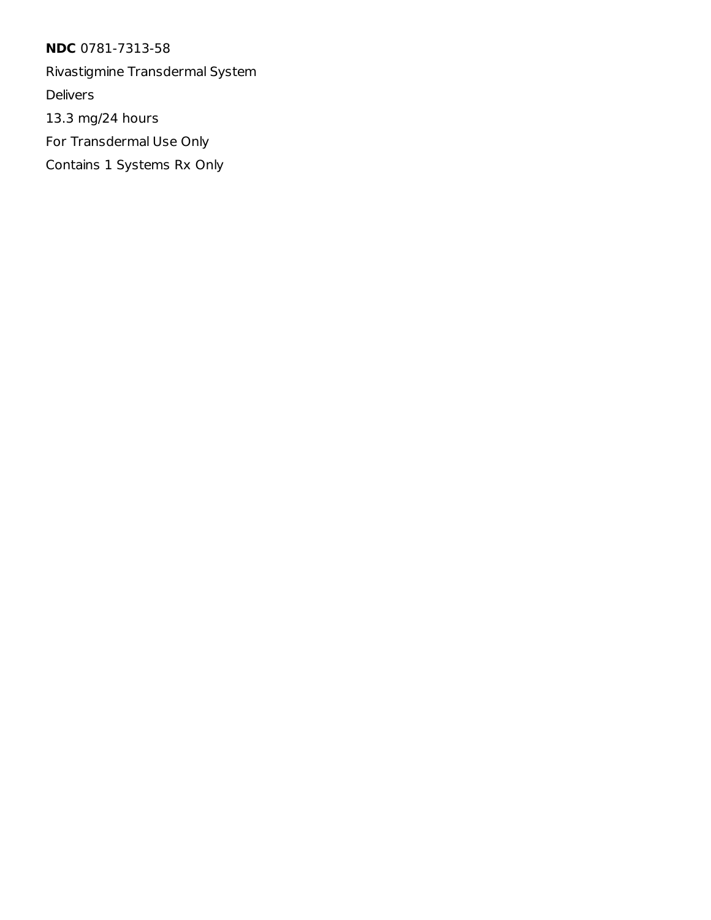**NDC** 0781-7313-58

Rivastigmine Transdermal System

Delivers

13.3 mg/24 hours

For Transdermal Use Only

Contains 1 Systems Rx Only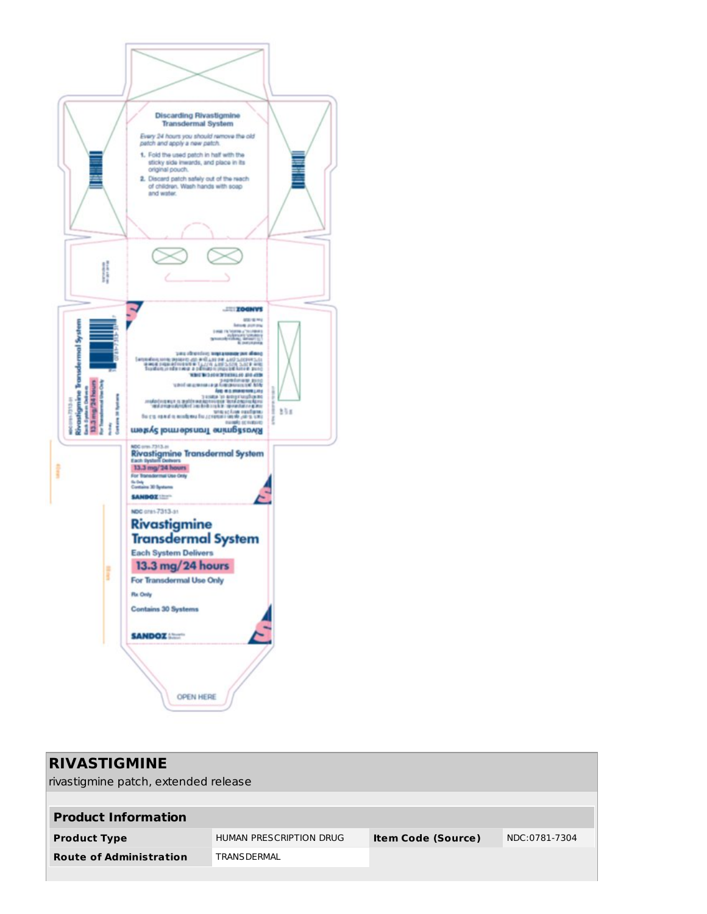## Discarding Rivastigmine Transdermal System

*Every 24 hours you should remove the old patch and apply a new patch.*

1. Fold the used patch in half with the sticky side inwards, and place in its original pouch.
2. Discard patch safely out of the reach of children. Wash hands with soap and water.

NDC 0781-7313-31
**Rivastigmine Transdermal System**
Each System Delivers
**13.3 mg/24 hours**
For Transdermal Use Only
Rx Only
Contains 30 Systems
SANDOZ

NDC 0781-7313-31
**Rivastigmine Transdermal System**
Each System Delivers
**13.3 mg/24 hours**
For Transdermal Use Only
Rx Only
Contains 30 Systems
SANDOZ

OPEN HERE

## RIVASTIGMINE

rivastigmine patch, extended release

| Product Information | | | |
|---|---|---|---|
| **Product Type** | HUMAN PRESCRIPTION DRUG | **Item Code (Source)** | NDC:0781-7304 |
| **Route of Administration** | TRANSDERMAL | | |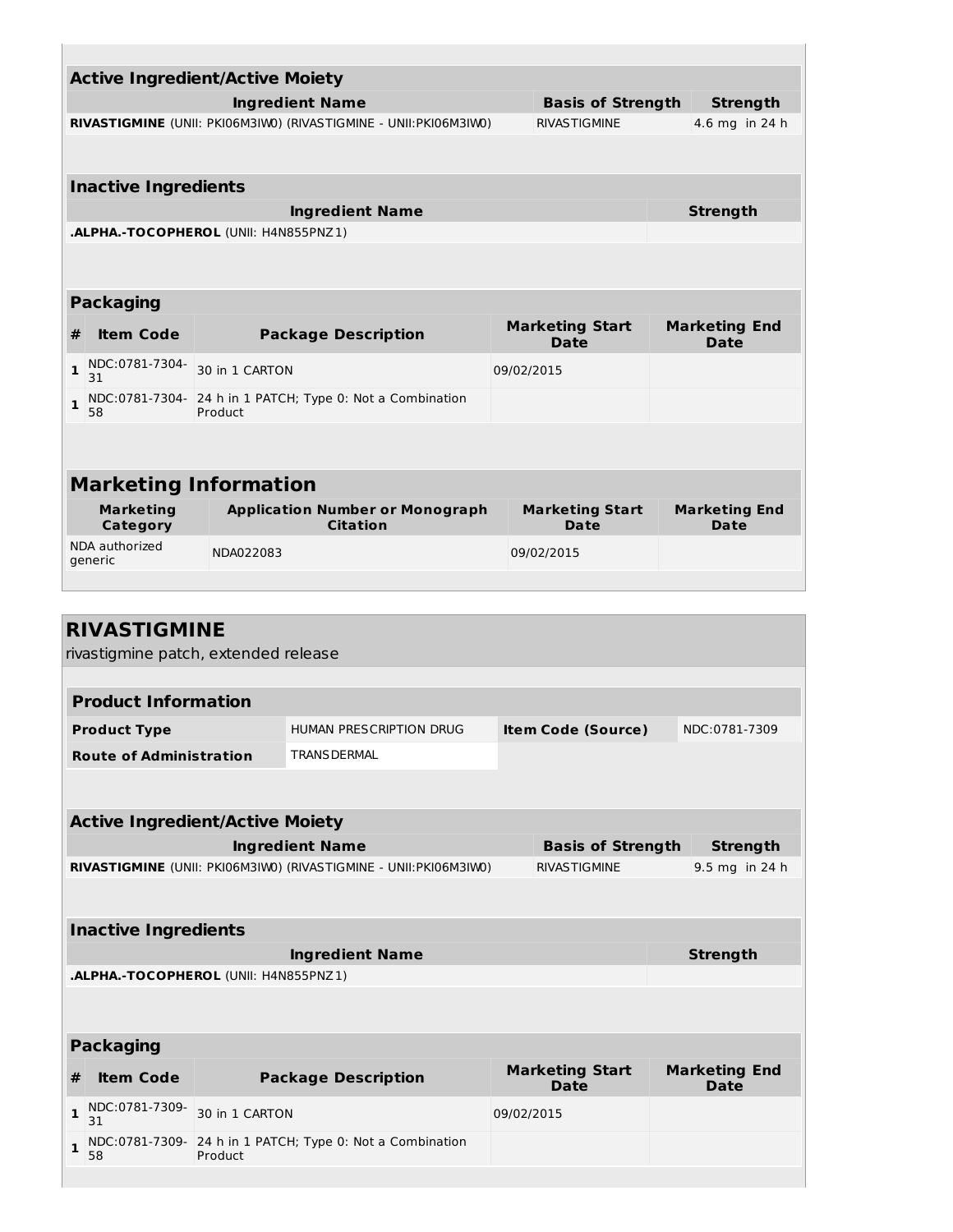### Active Ingredient/Active Moiety

| Ingredient Name | Basis of Strength | Strength |
|---|---|---|
| **RIVASTIGMINE** (UNII: PKI06M3IW0) (RIVASTIGMINE - UNII:PKI06M3IW0) | RIVASTIGMINE | 4.6 mg in 24 h |

### Inactive Ingredients

| Ingredient Name | Strength |
|---|---|
| **.ALPHA.-TOCOPHEROL** (UNII: H4N855PNZ1) | |

### Packaging

| # | Item Code | Package Description | Marketing Start Date | Marketing End Date |
|---|---|---|---|---|
| 1 | NDC:0781-7304-31 | 30 in 1 CARTON | 09/02/2015 | |
| 1 | NDC:0781-7304-58 | 24 h in 1 PATCH; Type 0: Not a Combination Product | | |

## Marketing Information

| Marketing Category | Application Number or Monograph Citation | Marketing Start Date | Marketing End Date |
|---|---|---|---|
| NDA authorized generic | NDA022083 | 09/02/2015 | |

## RIVASTIGMINE

rivastigmine patch, extended release

### Product Information

| | | | |
|---|---|---|---|
| **Product Type** | HUMAN PRESCRIPTION DRUG | **Item Code (Source)** | NDC:0781-7309 |
| **Route of Administration** | TRANSDERMAL | | |

### Active Ingredient/Active Moiety

| Ingredient Name | Basis of Strength | Strength |
|---|---|---|
| **RIVASTIGMINE** (UNII: PKI06M3IW0) (RIVASTIGMINE - UNII:PKI06M3IW0) | RIVASTIGMINE | 9.5 mg in 24 h |

### Inactive Ingredients

| Ingredient Name | Strength |
|---|---|
| **.ALPHA.-TOCOPHEROL** (UNII: H4N855PNZ1) | |

### Packaging

| # | Item Code | Package Description | Marketing Start Date | Marketing End Date |
|---|---|---|---|---|
| 1 | NDC:0781-7309-31 | 30 in 1 CARTON | 09/02/2015 | |
| 1 | NDC:0781-7309-58 | 24 h in 1 PATCH; Type 0: Not a Combination Product | | |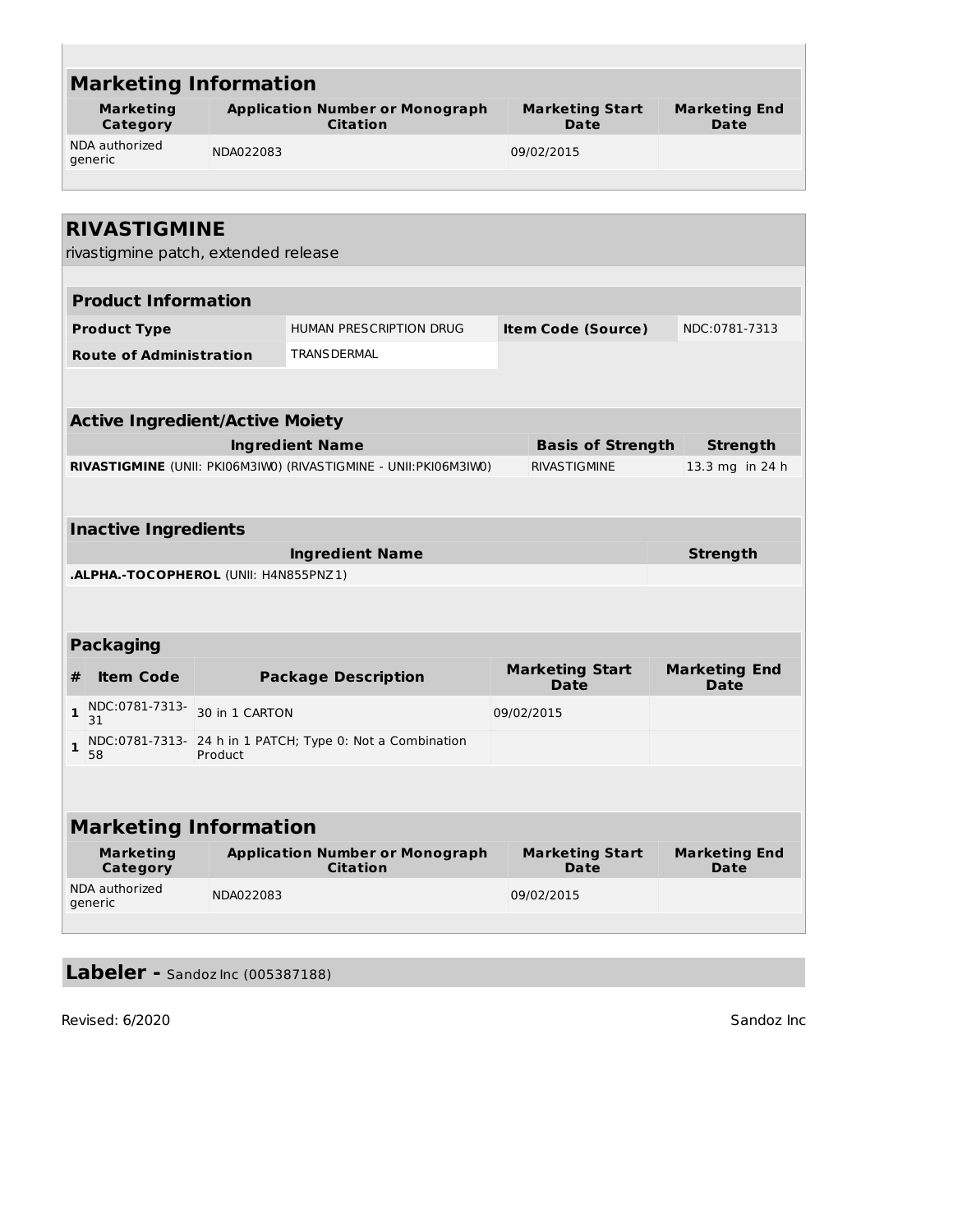## Marketing Information

| Marketing Category | Application Number or Monograph Citation | Marketing Start Date | Marketing End Date |
|---|---|---|---|
| NDA authorized generic | NDA022083 | 09/02/2015 | |

## RIVASTIGMINE

rivastigmine patch, extended release

### Product Information

| | | | |
|---|---|---|---|
| **Product Type** | HUMAN PRESCRIPTION DRUG | **Item Code (Source)** | NDC:0781-7313 |
| **Route of Administration** | TRANSDERMAL | | |

### Active Ingredient/Active Moiety

| Ingredient Name | Basis of Strength | Strength |
|---|---|---|
| **RIVASTIGMINE** (UNII: PKI06M3IW0) (RIVASTIGMINE - UNII:PKI06M3IW0) | RIVASTIGMINE | 13.3 mg in 24 h |

### Inactive Ingredients

| Ingredient Name | Strength |
|---|---|
| **.ALPHA.-TOCOPHEROL** (UNII: H4N855PNZ1) | |

### Packaging

| # | Item Code | Package Description | Marketing Start Date | Marketing End Date |
|---|---|---|---|---|
| 1 | NDC:0781-7313-31 | 30 in 1 CARTON | 09/02/2015 | |
| 1 | NDC:0781-7313-58 | 24 h in 1 PATCH; Type 0: Not a Combination Product | | |

### Marketing Information

| Marketing Category | Application Number or Monograph Citation | Marketing Start Date | Marketing End Date |
|---|---|---|---|
| NDA authorized generic | NDA022083 | 09/02/2015 | |

**Labeler -** Sandoz Inc (005387188)

Revised: 6/2020

Sandoz Inc